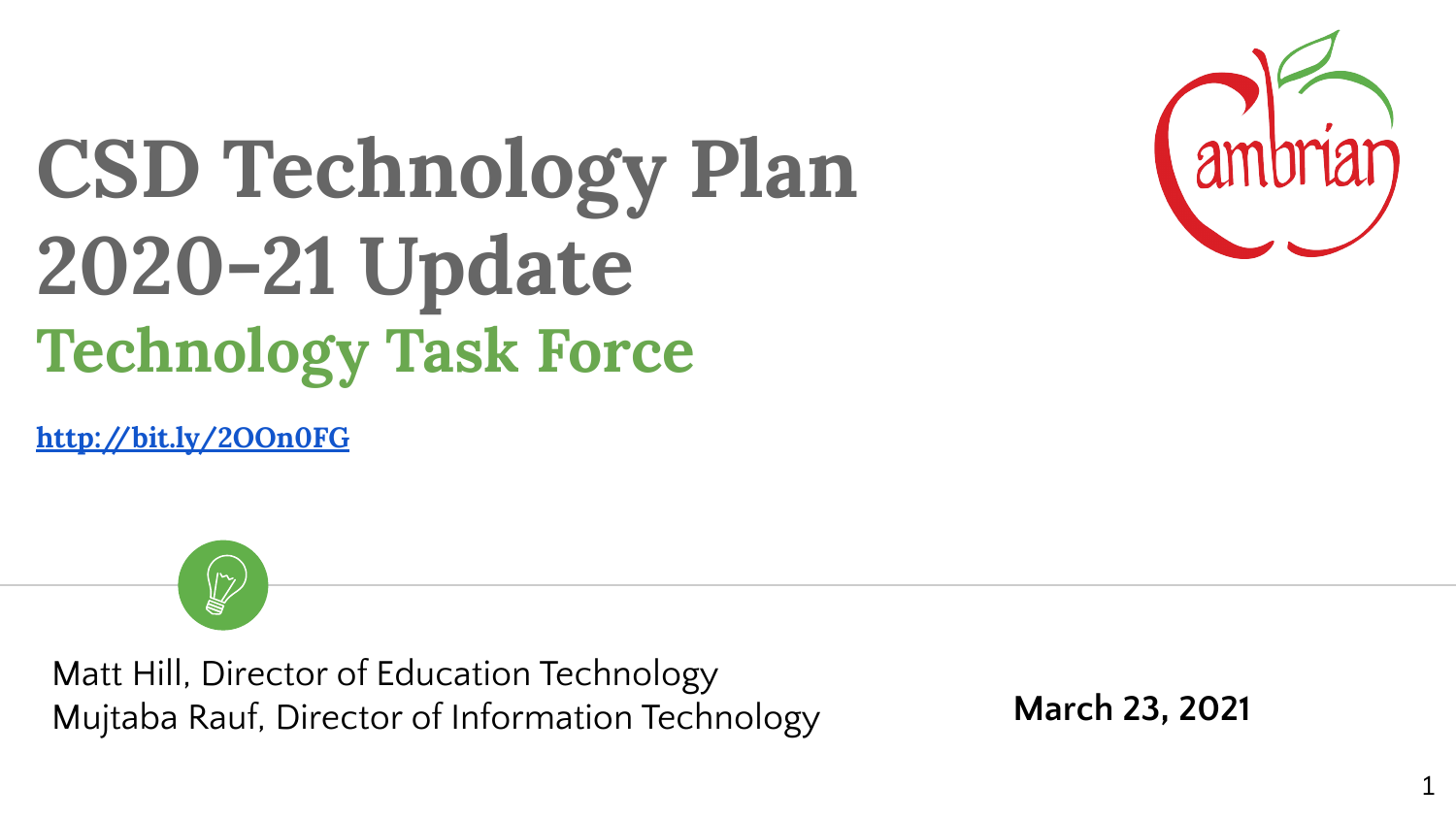# CSD Technology Plan 2020-21 Update

## Technology Task Force

http://bit.ly/2OOn0FG

Matt Hill, Director of Education Technology
Mujtaba Rauf, Director of Information Technology

**March 23, 2021**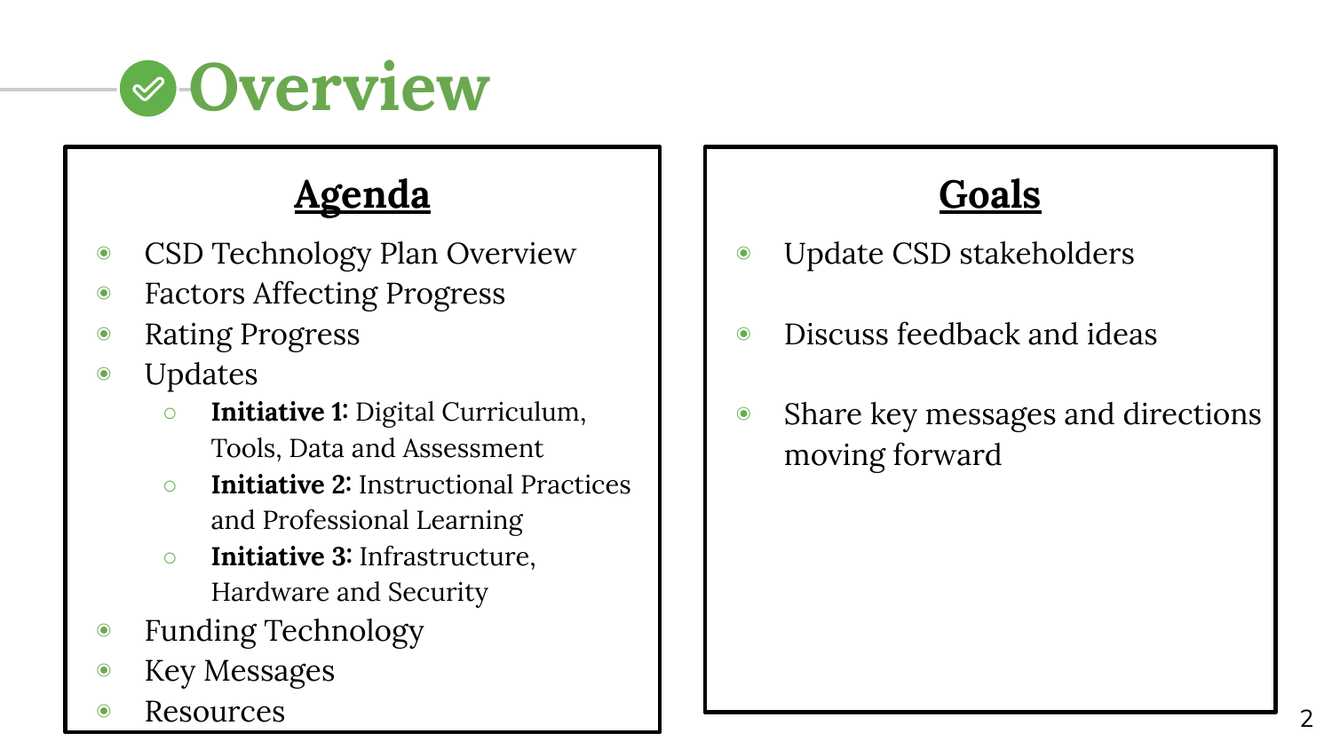# Overview

## Agenda

- CSD Technology Plan Overview
- Factors Affecting Progress
- Rating Progress
- Updates
  - **Initiative 1:** Digital Curriculum, Tools, Data and Assessment
  - **Initiative 2:** Instructional Practices and Professional Learning
  - **Initiative 3:** Infrastructure, Hardware and Security
- Funding Technology
- Key Messages
- Resources

## Goals

- Update CSD stakeholders
- Discuss feedback and ideas
- Share key messages and directions moving forward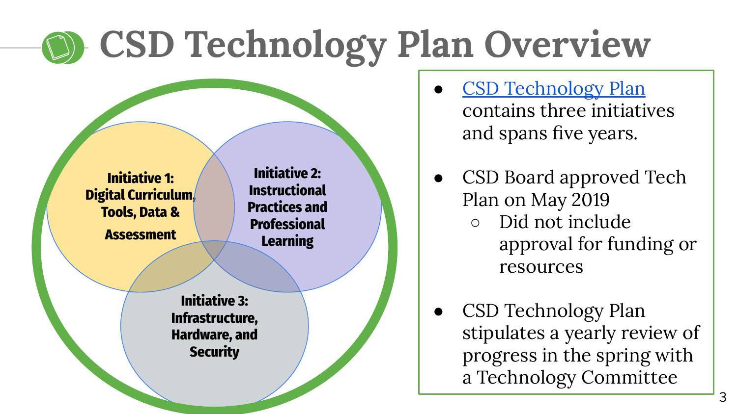# CSD Technology Plan Overview

Initiative 1: Digital Curriculum, Tools, Data & Assessment

Initiative 2: Instructional Practices and Professional Learning

Initiative 3: Infrastructure, Hardware, and Security

- CSD Technology Plan contains three initiatives and spans five years.
- CSD Board approved Tech Plan on May 2019
  - Did not include approval for funding or resources
- CSD Technology Plan stipulates a yearly review of progress in the spring with a Technology Committee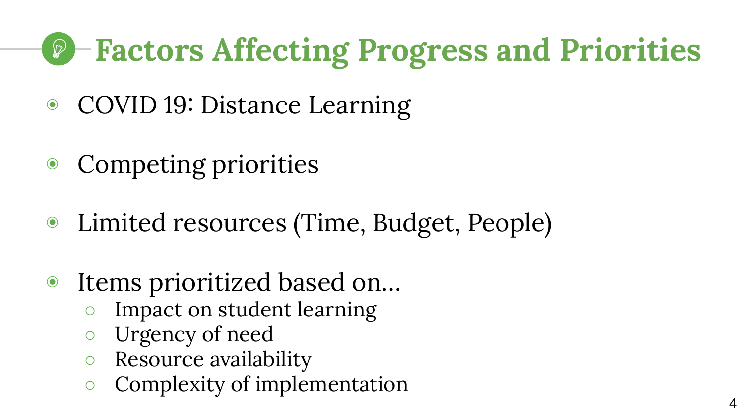# Factors Affecting Progress and Priorities

- COVID 19: Distance Learning
- Competing priorities
- Limited resources (Time, Budget, People)
- Items prioritized based on...
  - Impact on student learning
  - Urgency of need
  - Resource availability
  - Complexity of implementation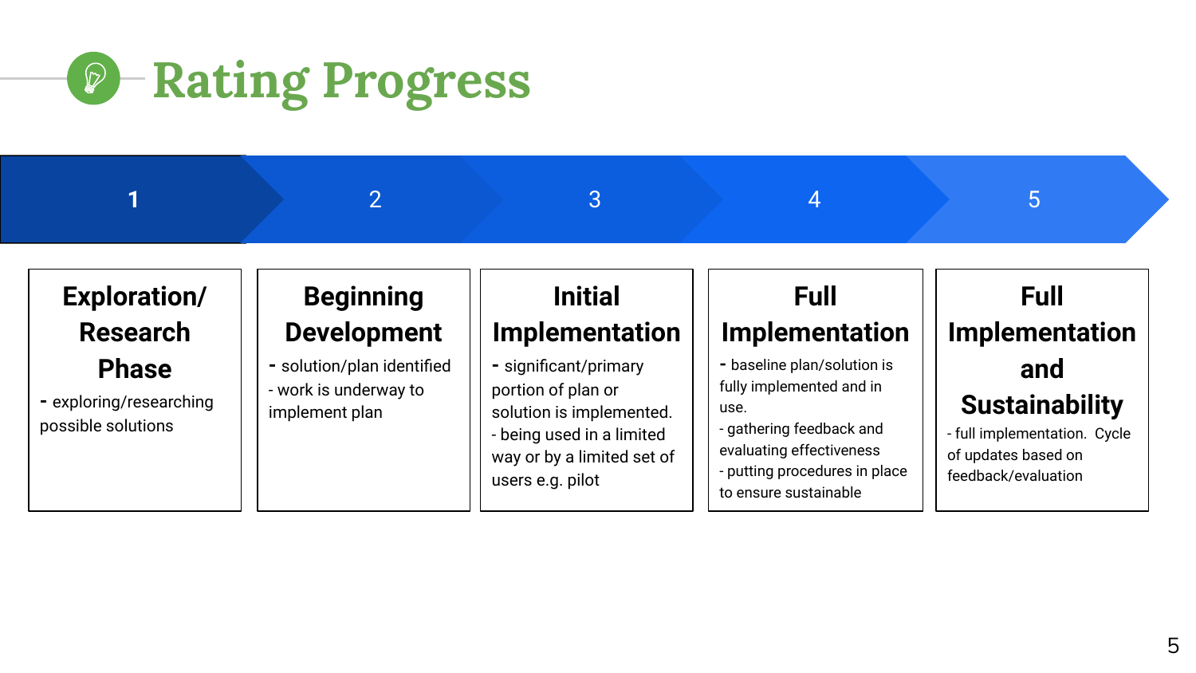# Rating Progress

| 1 | 2 | 3 | 4 | 5 |
|---|---|---|---|---|
| **Exploration/ Research Phase** | **Beginning Development** | **Initial Implementation** | **Full Implementation** | **Full Implementation and Sustainability** |
| - exploring/researching possible solutions | - solution/plan identified<br>- work is underway to implement plan | - significant/primary portion of plan or solution is implemented.<br>- being used in a limited way or by a limited set of users e.g. pilot | - baseline plan/solution is fully implemented and in use.<br>- gathering feedback and evaluating effectiveness<br>- putting procedures in place to ensure sustainable | - full implementation. Cycle of updates based on feedback/evaluation |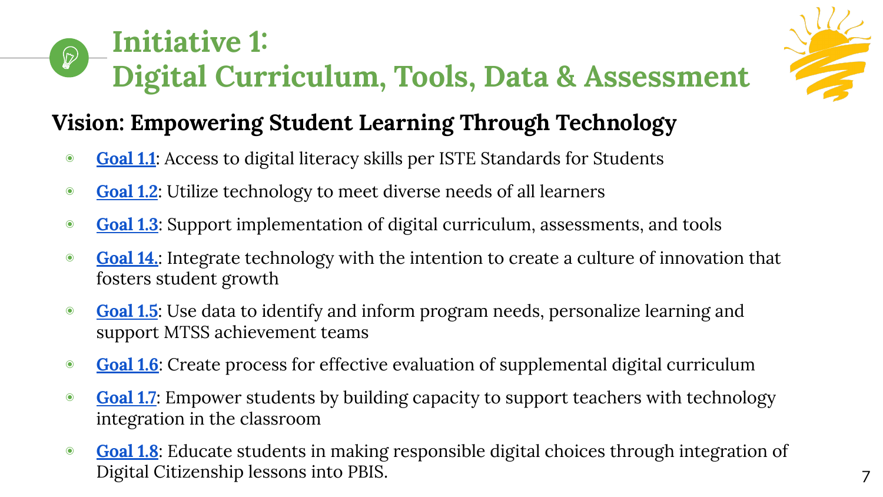# Initiative 1: Digital Curriculum, Tools, Data & Assessment

## Vision: Empowering Student Learning Through Technology

- **Goal 1.1**: Access to digital literacy skills per ISTE Standards for Students
- **Goal 1.2**: Utilize technology to meet diverse needs of all learners
- **Goal 1.3**: Support implementation of digital curriculum, assessments, and tools
- **Goal 14.**: Integrate technology with the intention to create a culture of innovation that fosters student growth
- **Goal 1.5**: Use data to identify and inform program needs, personalize learning and support MTSS achievement teams
- **Goal 1.6**: Create process for effective evaluation of supplemental digital curriculum
- **Goal 1.7**: Empower students by building capacity to support teachers with technology integration in the classroom
- **Goal 1.8**: Educate students in making responsible digital choices through integration of Digital Citizenship lessons into PBIS.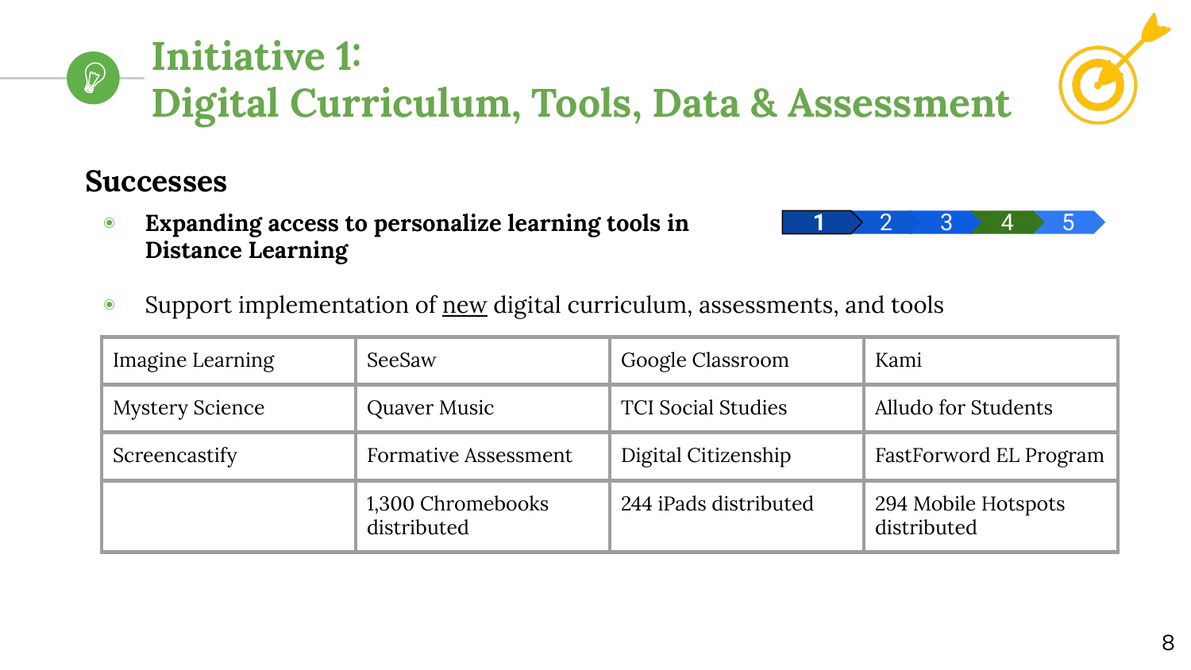# Initiative 1: Digital Curriculum, Tools, Data & Assessment

## Successes

- **Expanding access to personalize learning tools in Distance Learning**

1 2 3 4 5

- Support implementation of <u>new</u> digital curriculum, assessments, and tools

| | | | |
|---|---|---|---|
| Imagine Learning | SeeSaw | Google Classroom | Kami |
| Mystery Science | Quaver Music | TCI Social Studies | Alludo for Students |
| Screencastify | Formative Assessment | Digital Citizenship | FastForword EL Program |
| | 1,300 Chromebooks distributed | 244 iPads distributed | 294 Mobile Hotspots distributed |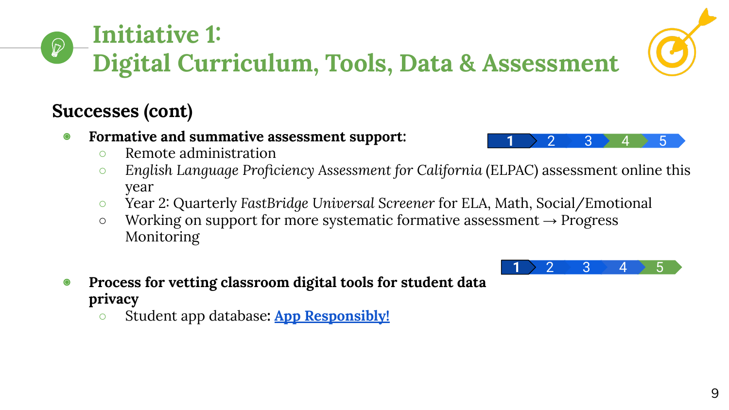# Initiative 1: Digital Curriculum, Tools, Data & Assessment

## Successes (cont)

- **Formative and summative assessment support:**
  - Remote administration
  - *English Language Proficiency Assessment for California* (ELPAC) assessment online this year
  - Year 2: Quarterly *FastBridge Universal Screener* for ELA, Math, Social/Emotional
  - Working on support for more systematic formative assessment → Progress Monitoring

1 2 3 4 5

- **Process for vetting classroom digital tools for student data privacy**
  - Student app database: [App Responsibly!]()

1 2 3 4 5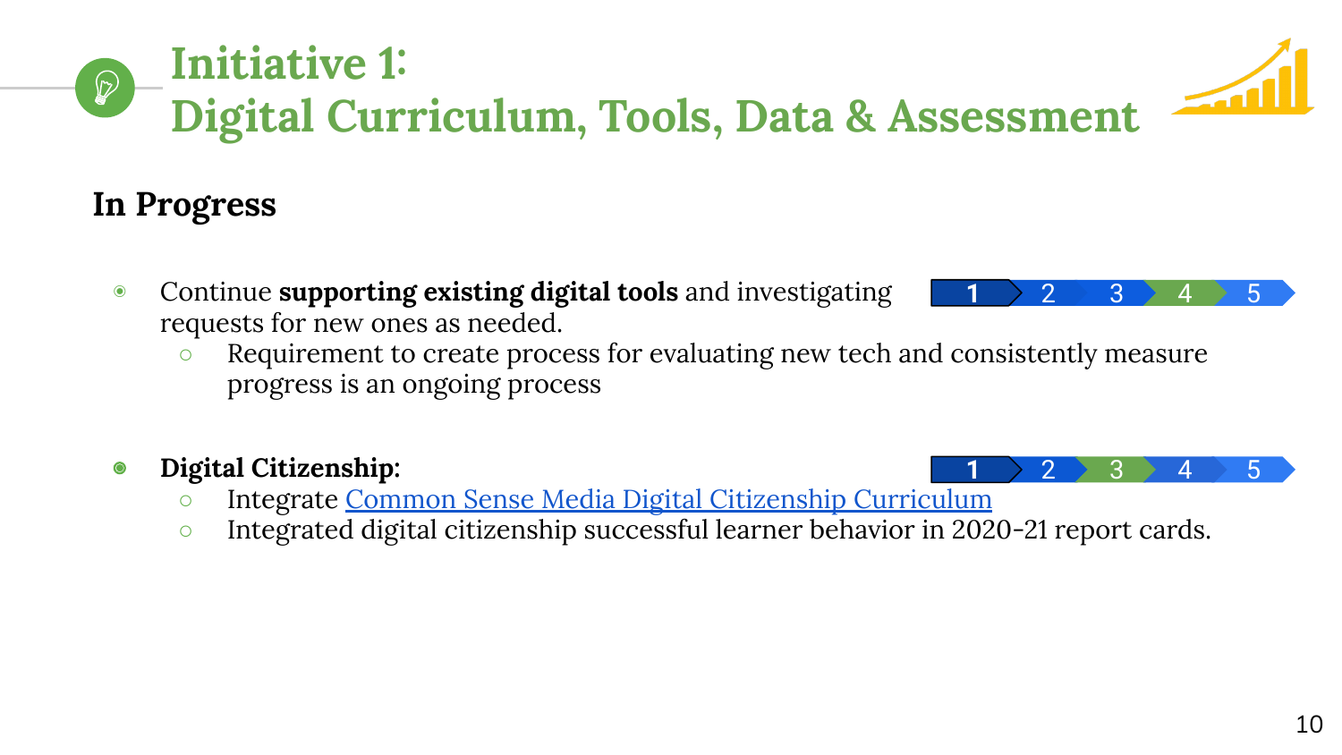# Initiative 1:
# Digital Curriculum, Tools, Data & Assessment

## In Progress

- Continue **supporting existing digital tools** and investigating requests for new ones as needed.
  - Requirement to create process for evaluating new tech and consistently measure progress is an ongoing process

1 2 3 4 5

- **Digital Citizenship**:
  - Integrate [Common Sense Media Digital Citizenship Curriculum]
  - Integrated digital citizenship successful learner behavior in 2020-21 report cards.

1 2 3 4 5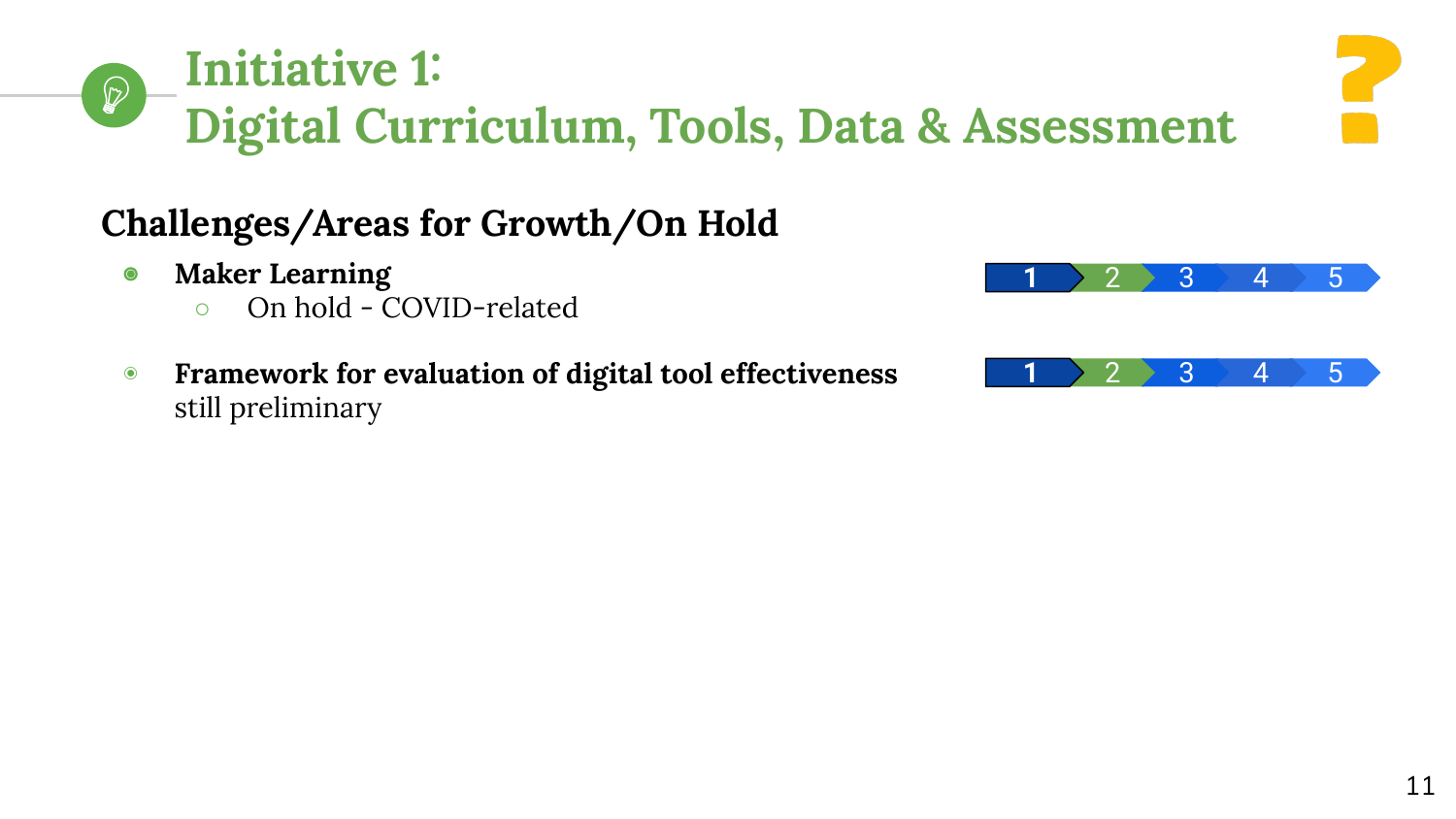# Initiative 1: Digital Curriculum, Tools, Data & Assessment

## Challenges/Areas for Growth/On Hold

- **Maker Learning**
  - On hold - COVID-related

  1 2 3 4 5

- **Framework for evaluation of digital tool effectiveness** still preliminary

  1 2 3 4 5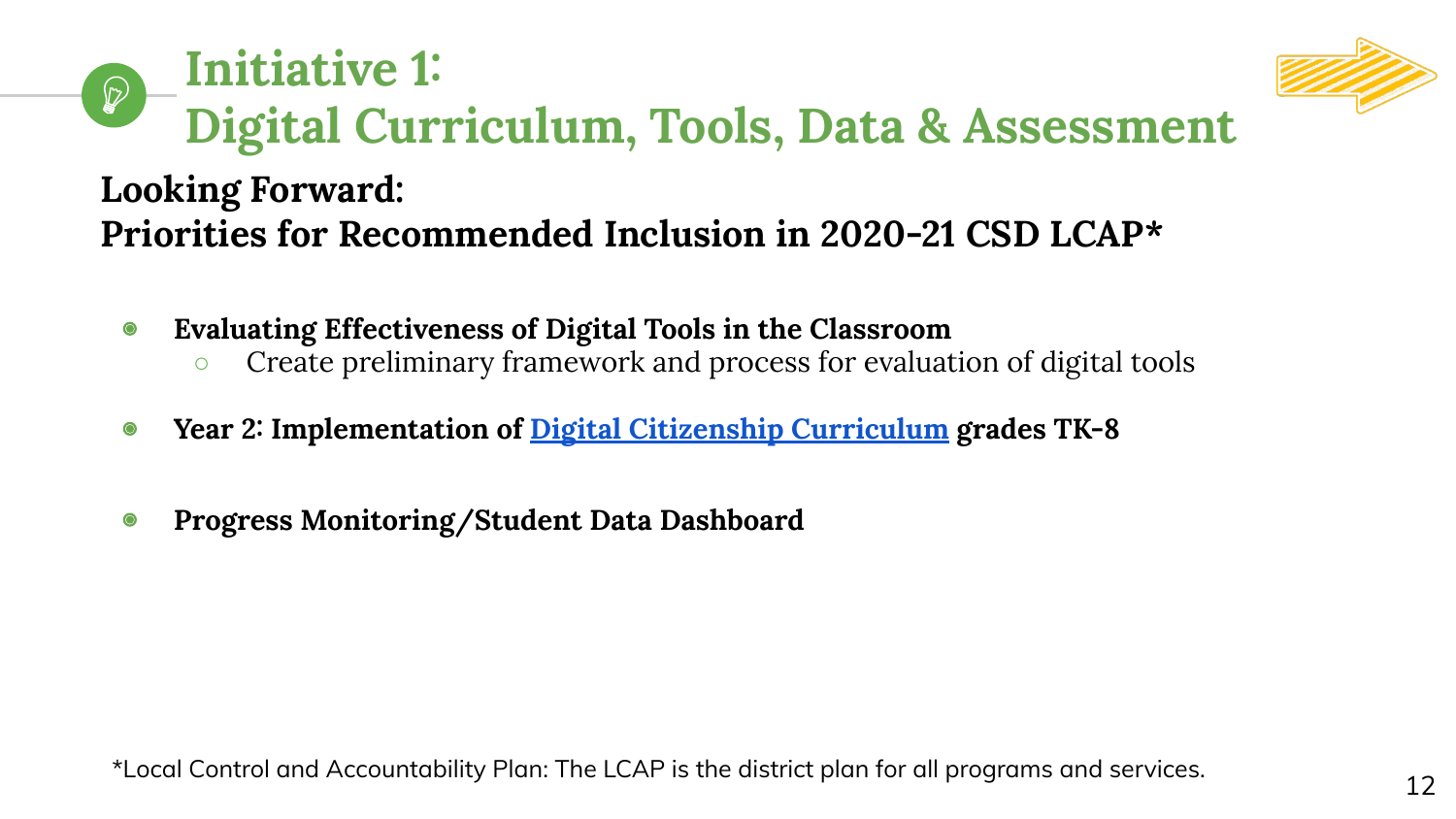# Initiative 1: Digital Curriculum, Tools, Data & Assessment

## Looking Forward: Priorities for Recommended Inclusion in 2020-21 CSD LCAP*

- **Evaluating Effectiveness of Digital Tools in the Classroom**
  - Create preliminary framework and process for evaluation of digital tools
- **Year 2: Implementation of Digital Citizenship Curriculum grades TK-8**
- **Progress Monitoring/Student Data Dashboard**

*Local Control and Accountability Plan: The LCAP is the district plan for all programs and services.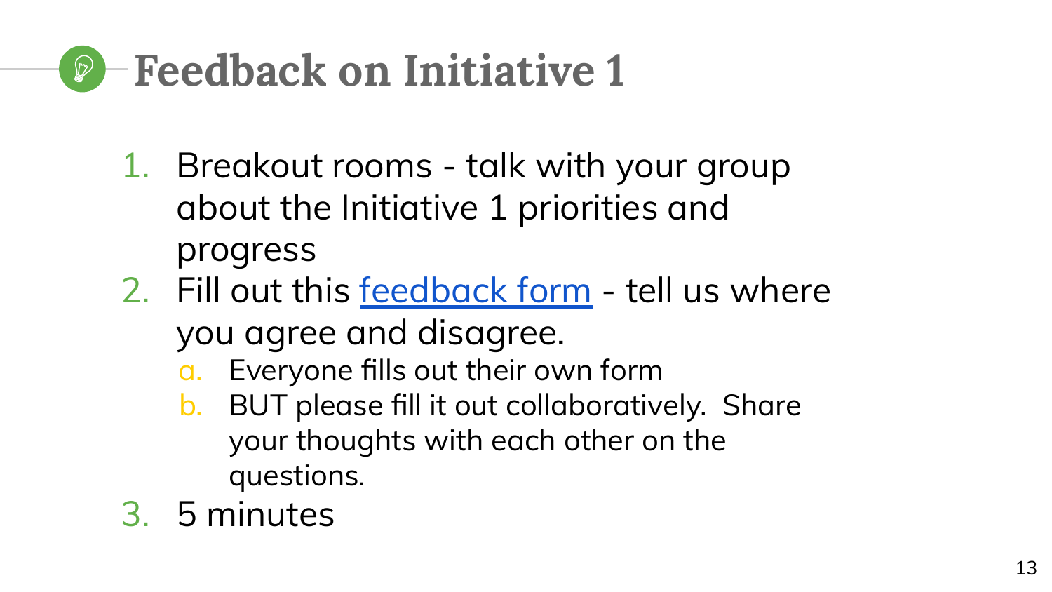# Feedback on Initiative 1

1. Breakout rooms - talk with your group about the Initiative 1 priorities and progress
2. Fill out this feedback form - tell us where you agree and disagree.
    a. Everyone fills out their own form
    b. BUT please fill it out collaboratively.  Share your thoughts with each other on the questions.
3. 5 minutes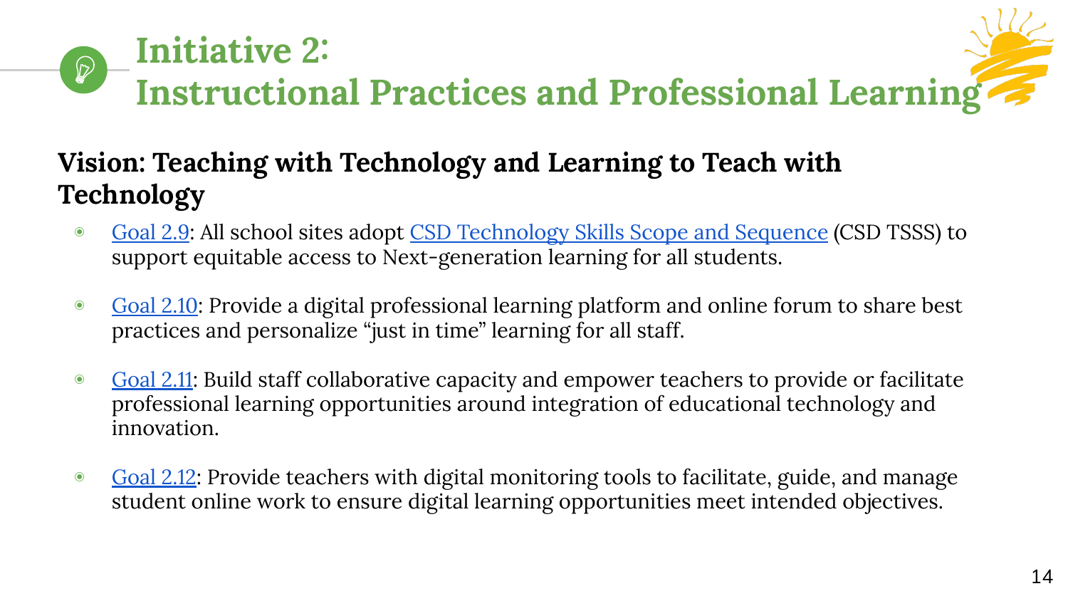# Initiative 2: Instructional Practices and Professional Learning

## Vision: Teaching with Technology and Learning to Teach with Technology

- Goal 2.9: All school sites adopt CSD Technology Skills Scope and Sequence (CSD TSSS) to support equitable access to Next-generation learning for all students.
- Goal 2.10: Provide a digital professional learning platform and online forum to share best practices and personalize "just in time" learning for all staff.
- Goal 2.11: Build staff collaborative capacity and empower teachers to provide or facilitate professional learning opportunities around integration of educational technology and innovation.
- Goal 2.12: Provide teachers with digital monitoring tools to facilitate, guide, and manage student online work to ensure digital learning opportunities meet intended objectives.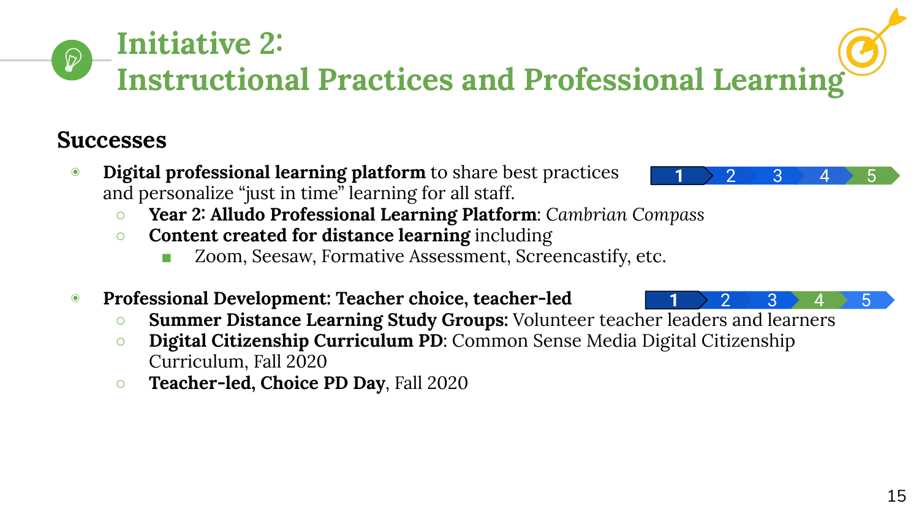# Initiative 2:
# Instructional Practices and Professional Learning

## Successes

- **Digital professional learning platform** to share best practices and personalize "just in time" learning for all staff.

  1 2 3 4 5

  - **Year 2: Alludo Professional Learning Platform**: *Cambrian Compass*
  - **Content created for distance learning** including
    - Zoom, Seesaw, Formative Assessment, Screencastify, etc.

- **Professional Development: Teacher choice, teacher-led**

  1 2 3 4 5

  - **Summer Distance Learning Study Groups:** Volunteer teacher leaders and learners
  - **Digital Citizenship Curriculum PD**: Common Sense Media Digital Citizenship Curriculum, Fall 2020
  - **Teacher-led, Choice PD Day**, Fall 2020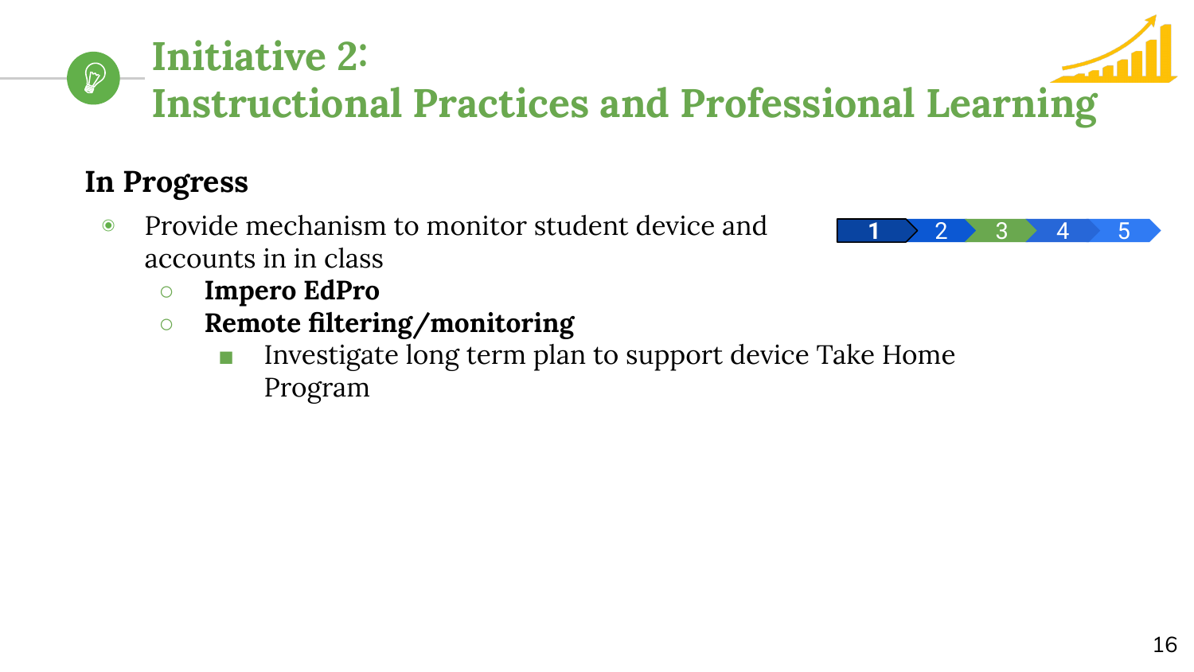# Initiative 2: Instructional Practices and Professional Learning

## In Progress

1 2 3 4 5

- Provide mechanism to monitor student device and accounts in in class
  - **Impero EdPro**
  - **Remote filtering/monitoring**
    - Investigate long term plan to support device Take Home Program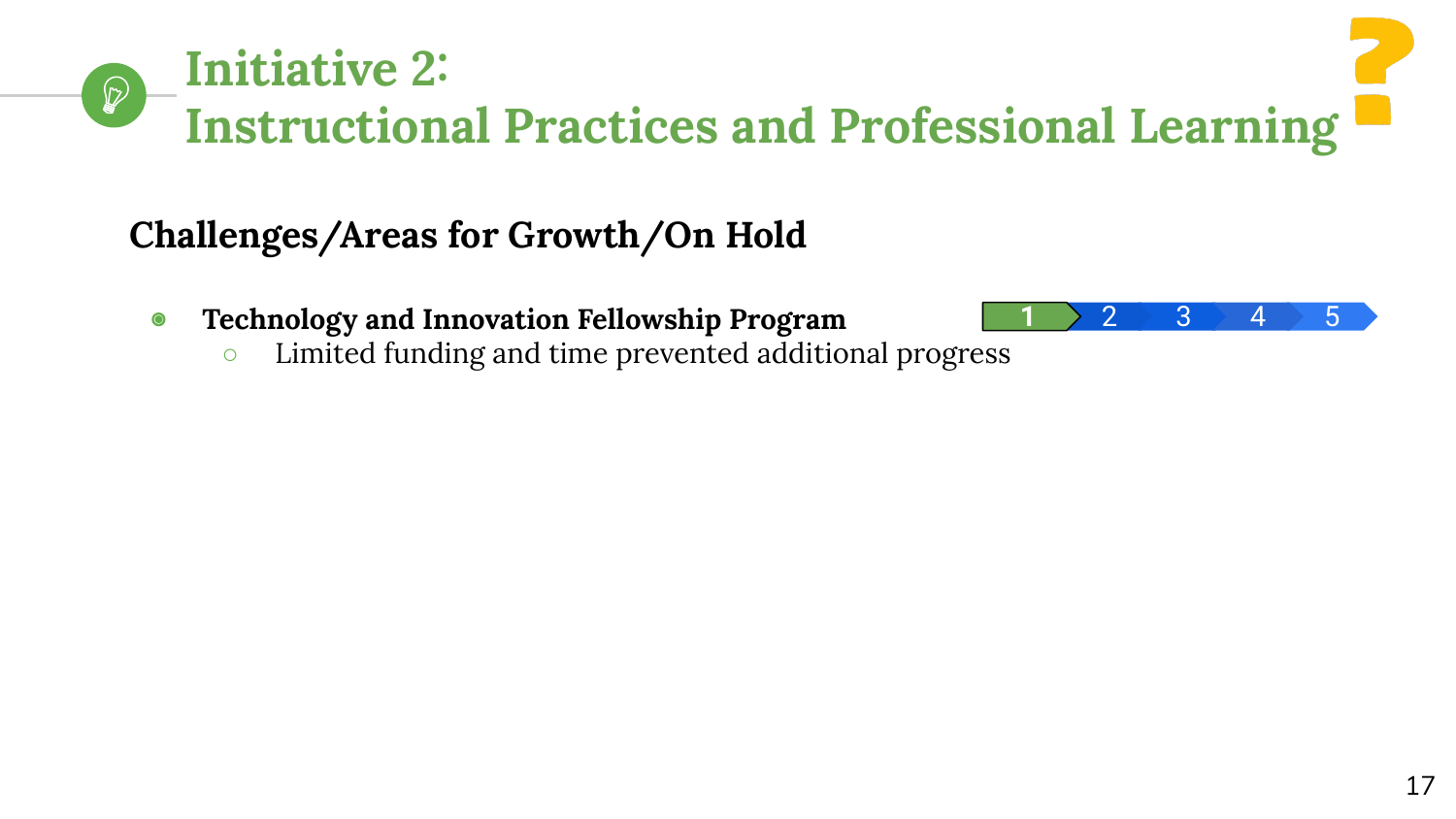# Initiative 2:
# Instructional Practices and Professional Learning

## Challenges/Areas for Growth/On Hold

- **Technology and Innovation Fellowship Program** 1 2 3 4 5
    - Limited funding and time prevented additional progress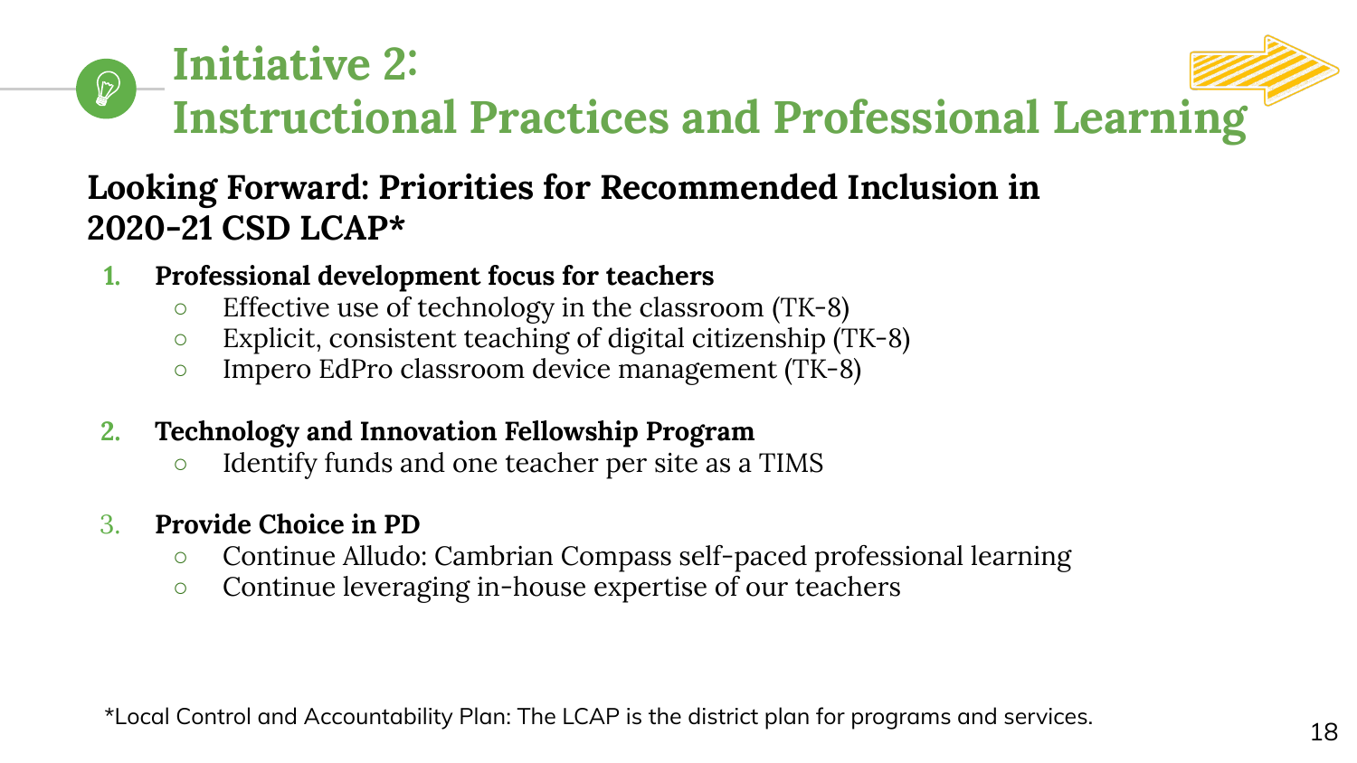# Initiative 2: Instructional Practices and Professional Learning

## Looking Forward: Priorities for Recommended Inclusion in 2020-21 CSD LCAP*

1. **Professional development focus for teachers**
   - Effective use of technology in the classroom (TK-8)
   - Explicit, consistent teaching of digital citizenship (TK-8)
   - Impero EdPro classroom device management (TK-8)

2. **Technology and Innovation Fellowship Program**
   - Identify funds and one teacher per site as a TIMS

3. **Provide Choice in PD**
   - Continue Alludo: Cambrian Compass self-paced professional learning
   - Continue leveraging in-house expertise of our teachers

*Local Control and Accountability Plan: The LCAP is the district plan for programs and services.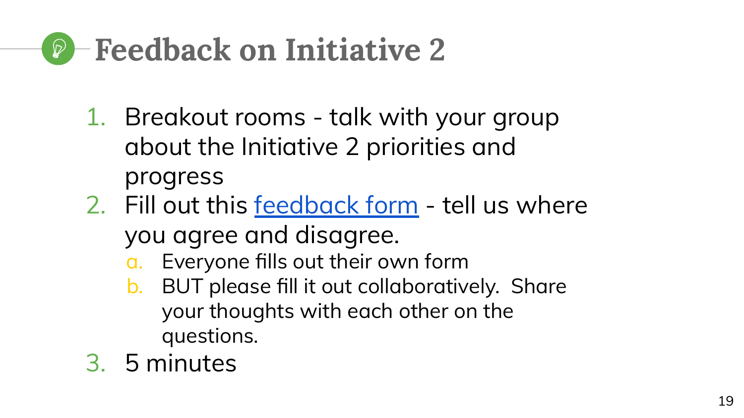# Feedback on Initiative 2

1. Breakout rooms - talk with your group about the Initiative 2 priorities and progress
2. Fill out this feedback form - tell us where you agree and disagree.
   a. Everyone fills out their own form
   b. BUT please fill it out collaboratively.  Share your thoughts with each other on the questions.
3. 5 minutes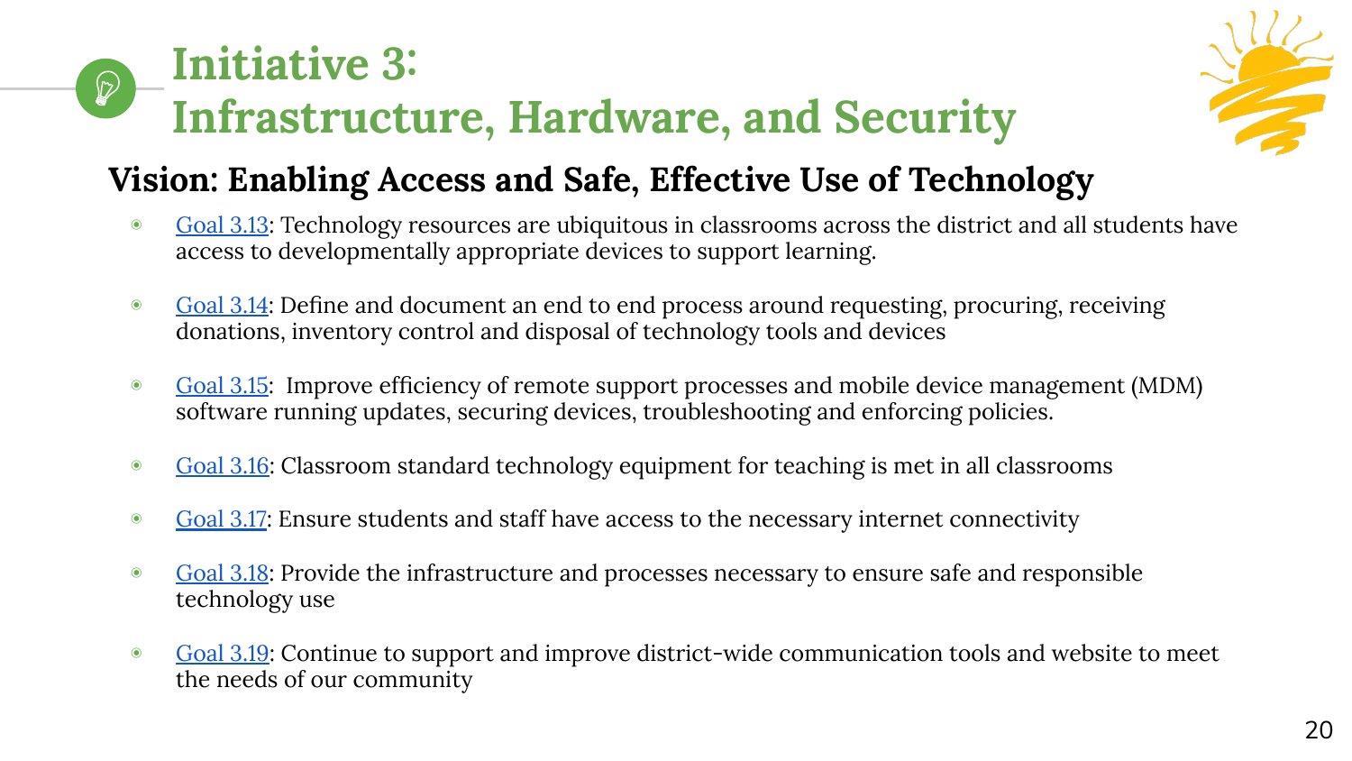# Initiative 3: Infrastructure, Hardware, and Security

## Vision: Enabling Access and Safe, Effective Use of Technology

- Goal 3.13: Technology resources are ubiquitous in classrooms across the district and all students have access to developmentally appropriate devices to support learning.
- Goal 3.14: Define and document an end to end process around requesting, procuring, receiving donations, inventory control and disposal of technology tools and devices
- Goal 3.15: Improve efficiency of remote support processes and mobile device management (MDM) software running updates, securing devices, troubleshooting and enforcing policies.
- Goal 3.16: Classroom standard technology equipment for teaching is met in all classrooms
- Goal 3.17: Ensure students and staff have access to the necessary internet connectivity
- Goal 3.18: Provide the infrastructure and processes necessary to ensure safe and responsible technology use
- Goal 3.19: Continue to support and improve district-wide communication tools and website to meet the needs of our community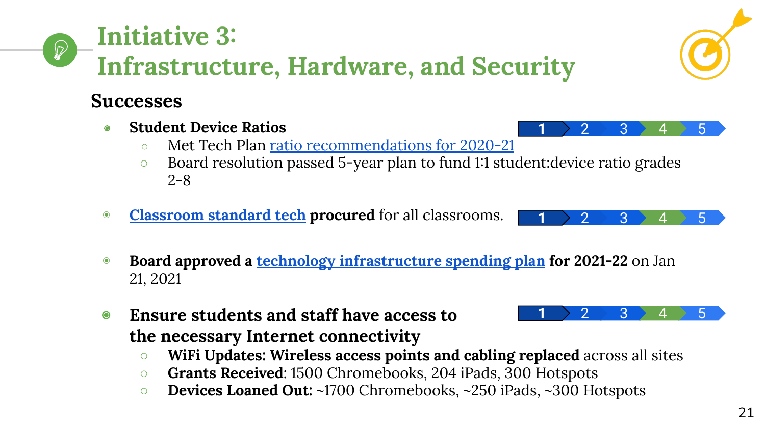# Initiative 3: Infrastructure, Hardware, and Security

## Successes

- **Student Device Ratios**
  - Met Tech Plan ratio recommendations for 2020-21
  - Board resolution passed 5-year plan to fund 1:1 student:device ratio grades 2-8

  1 2 3 4 5

- **Classroom standard tech procured** for all classrooms.

  1 2 3 4 5

- **Board approved a technology infrastructure spending plan for 2021-22** on Jan 21, 2021

- **Ensure students and staff have access to the necessary Internet connectivity**

  1 2 3 4 5

  - **WiFi Updates: Wireless access points and cabling replaced** across all sites
  - **Grants Received**: 1500 Chromebooks, 204 iPads, 300 Hotspots
  - **Devices Loaned Out:** ~1700 Chromebooks, ~250 iPads, ~300 Hotspots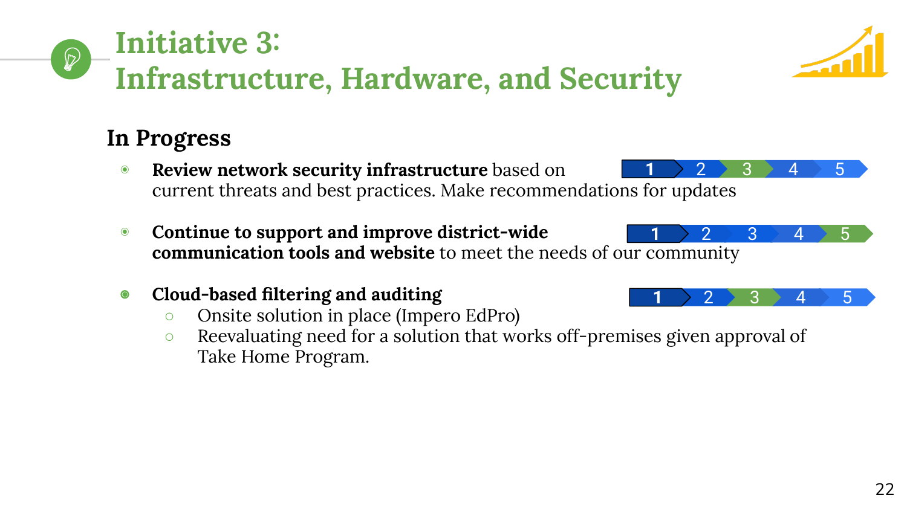# Initiative 3: Infrastructure, Hardware, and Security

## In Progress

- **Review network security infrastructure** based on current threats and best practices. Make recommendations for updates

  1 2 3 4 5

- **Continue to support and improve district-wide communication tools and website** to meet the needs of our community

  1 2 3 4 5

- **Cloud-based filtering and auditing**

  1 2 3 4 5

  - Onsite solution in place (Impero EdPro)
  - Reevaluating need for a solution that works off-premises given approval of Take Home Program.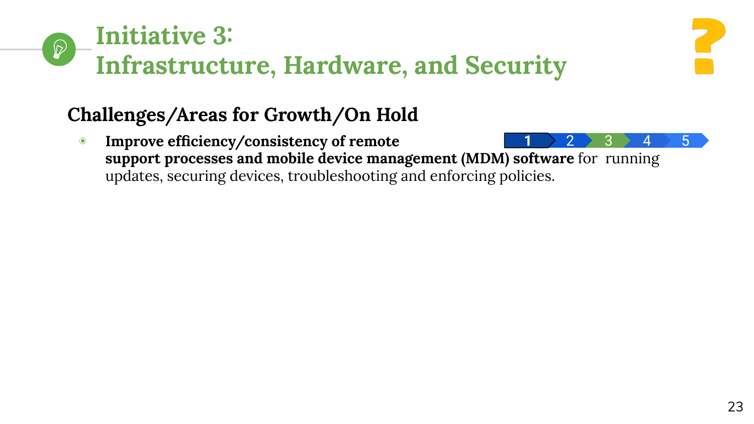# Initiative 3: Infrastructure, Hardware, and Security

## Challenges/Areas for Growth/On Hold

1 2 3 4 5

- **Improve efficiency/consistency of remote support processes and mobile device management (MDM) software** for running updates, securing devices, troubleshooting and enforcing policies.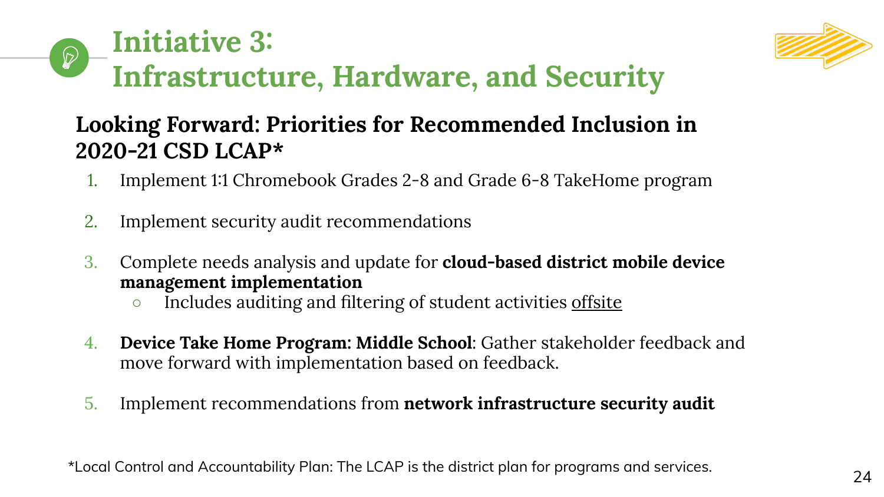# Initiative 3: Infrastructure, Hardware, and Security

## Looking Forward: Priorities for Recommended Inclusion in 2020-21 CSD LCAP*

1. Implement 1:1 Chromebook Grades 2-8 and Grade 6-8 TakeHome program
2. Implement security audit recommendations
3. Complete needs analysis and update for **cloud-based district mobile device management implementation**
   - Includes auditing and filtering of student activities offsite
4. **Device Take Home Program: Middle School**: Gather stakeholder feedback and move forward with implementation based on feedback.
5. Implement recommendations from **network infrastructure security audit**

*Local Control and Accountability Plan: The LCAP is the district plan for programs and services.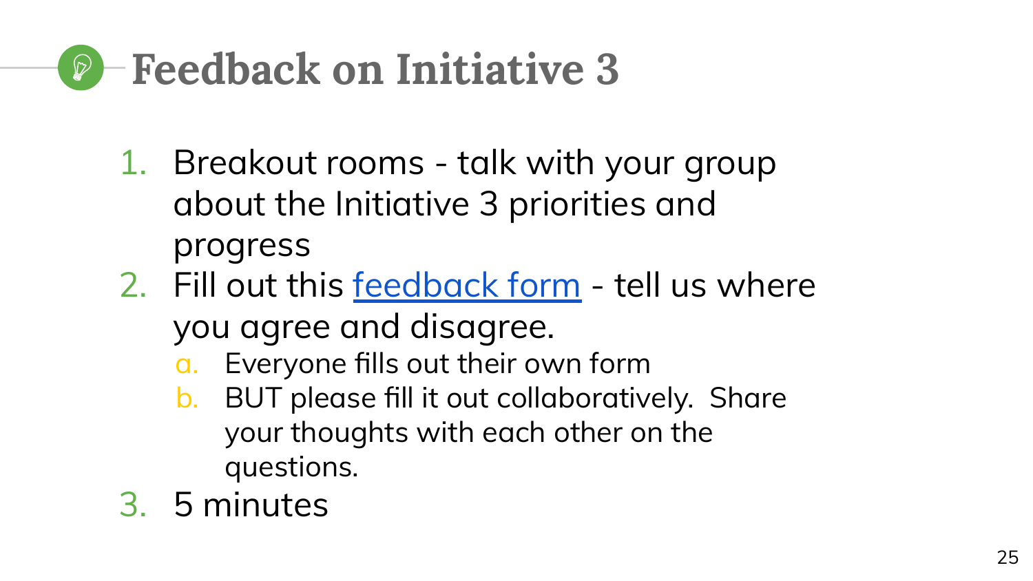# Feedback on Initiative 3

1. Breakout rooms - talk with your group about the Initiative 3 priorities and progress
2. Fill out this feedback form - tell us where you agree and disagree.
   a. Everyone fills out their own form
   b. BUT please fill it out collaboratively. Share your thoughts with each other on the questions.
3. 5 minutes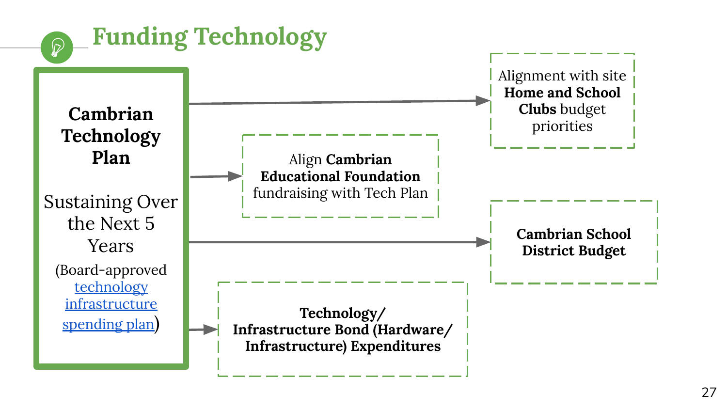# Funding Technology

**Cambrian Technology Plan**

Sustaining Over the Next 5 Years

(Board-approved [technology infrastructure spending plan](technology infrastructure spending plan))

- Alignment with site **Home and School Clubs** budget priorities
- Align **Cambrian Educational Foundation** fundraising with Tech Plan
- **Cambrian School District Budget**
- **Technology/ Infrastructure Bond (Hardware/ Infrastructure) Expenditures**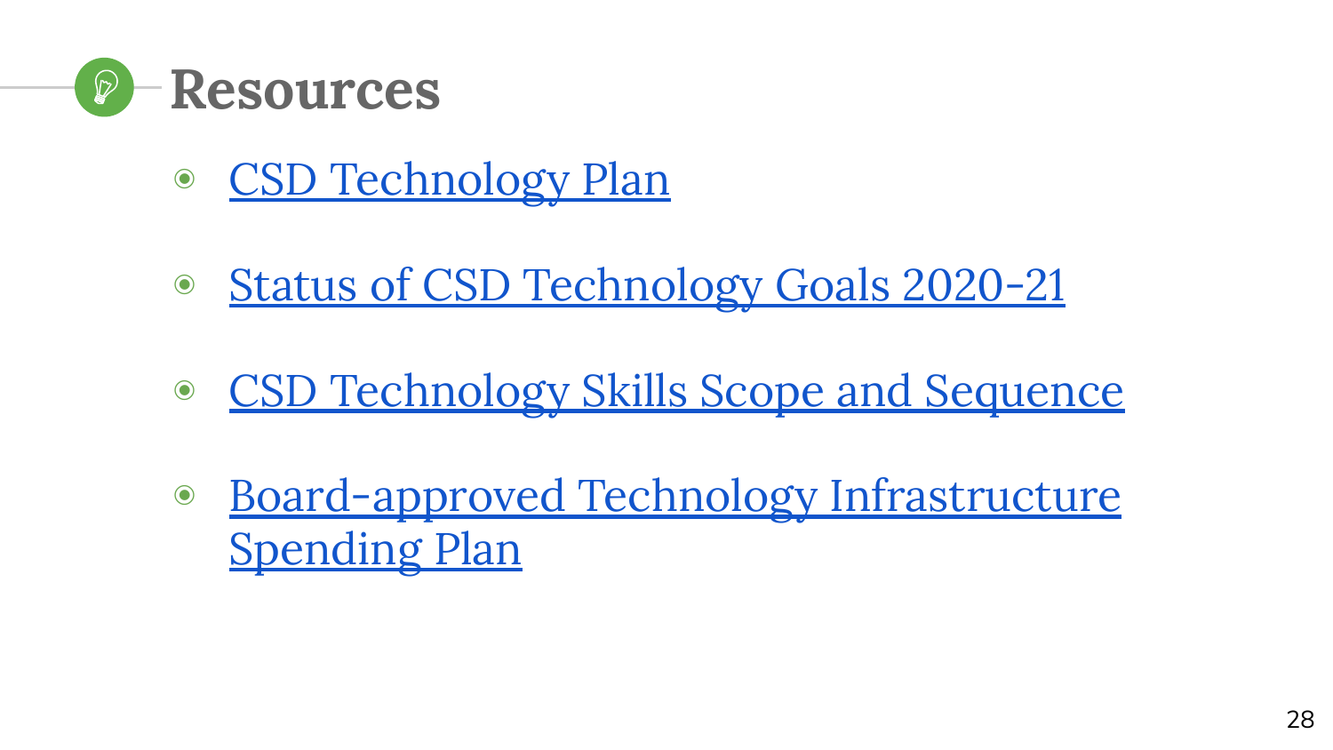# Resources

- CSD Technology Plan
- Status of CSD Technology Goals 2020-21
- CSD Technology Skills Scope and Sequence
- Board-approved Technology Infrastructure Spending Plan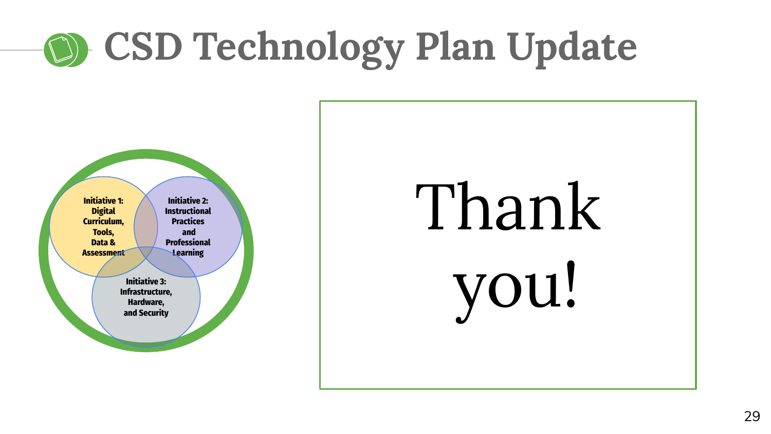# CSD Technology Plan Update

Initiative 1: Digital Curriculum, Tools, Data & Assessment

Initiative 2: Instructional Practices and Professional Learning

Initiative 3: Infrastructure, Hardware, and Security

Thank you!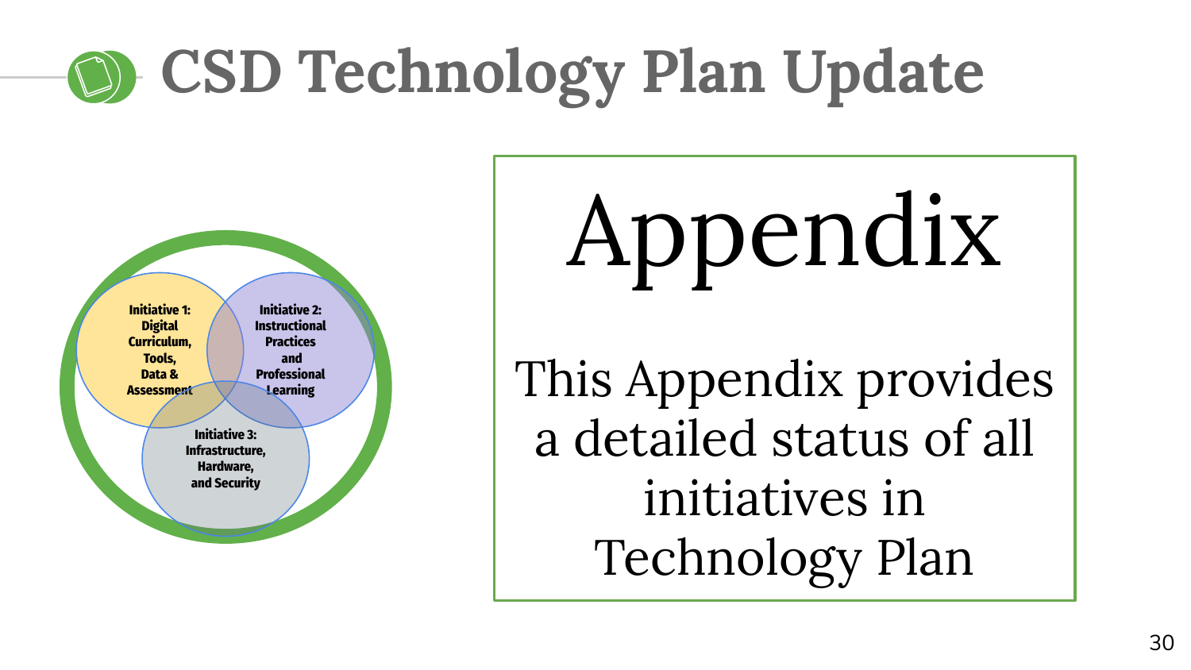# CSD Technology Plan Update

Initiative 1: Digital Curriculum, Tools, Data & Assessment

Initiative 2: Instructional Practices and Professional Learning

Initiative 3: Infrastructure, Hardware, and Security

# Appendix

This Appendix provides a detailed status of all initiatives in Technology Plan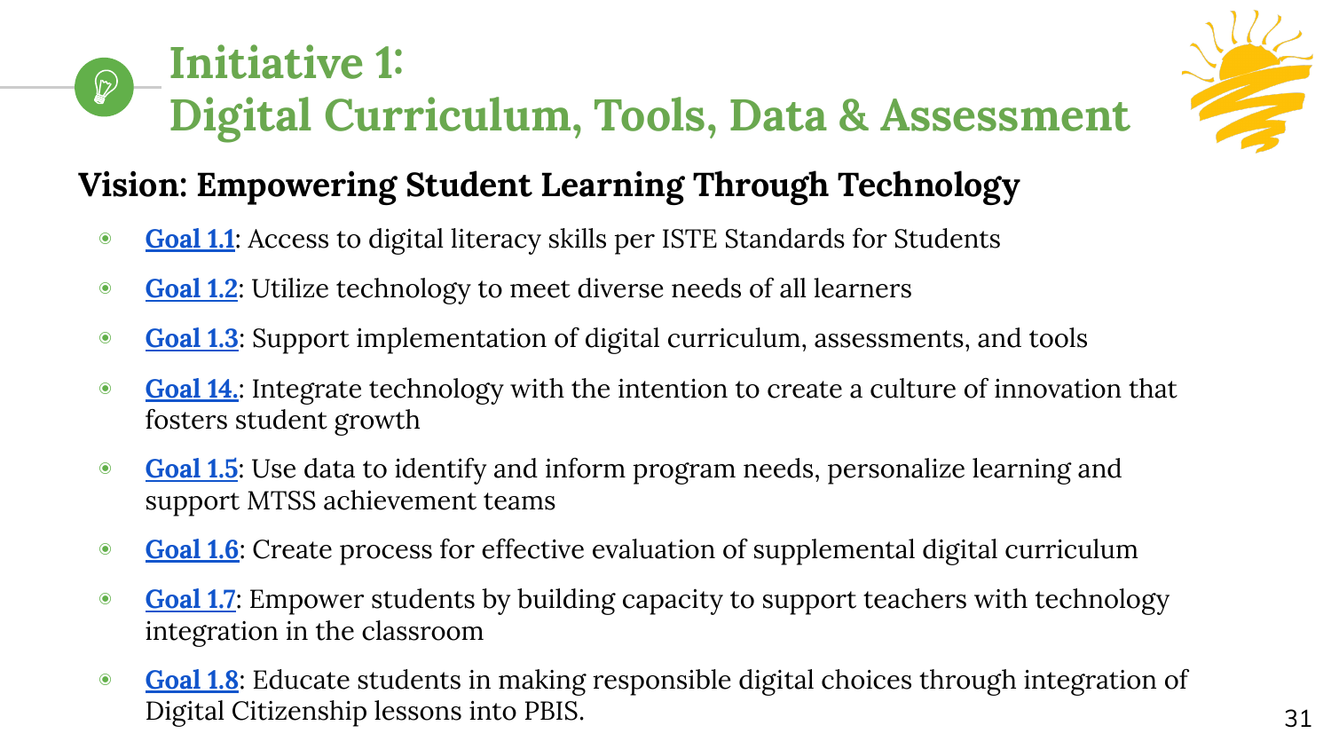# Initiative 1: Digital Curriculum, Tools, Data & Assessment

## Vision: Empowering Student Learning Through Technology

- **Goal 1.1**: Access to digital literacy skills per ISTE Standards for Students
- **Goal 1.2**: Utilize technology to meet diverse needs of all learners
- **Goal 1.3**: Support implementation of digital curriculum, assessments, and tools
- **Goal 14.**: Integrate technology with the intention to create a culture of innovation that fosters student growth
- **Goal 1.5**: Use data to identify and inform program needs, personalize learning and support MTSS achievement teams
- **Goal 1.6**: Create process for effective evaluation of supplemental digital curriculum
- **Goal 1.7**: Empower students by building capacity to support teachers with technology integration in the classroom
- **Goal 1.8**: Educate students in making responsible digital choices through integration of Digital Citizenship lessons into PBIS.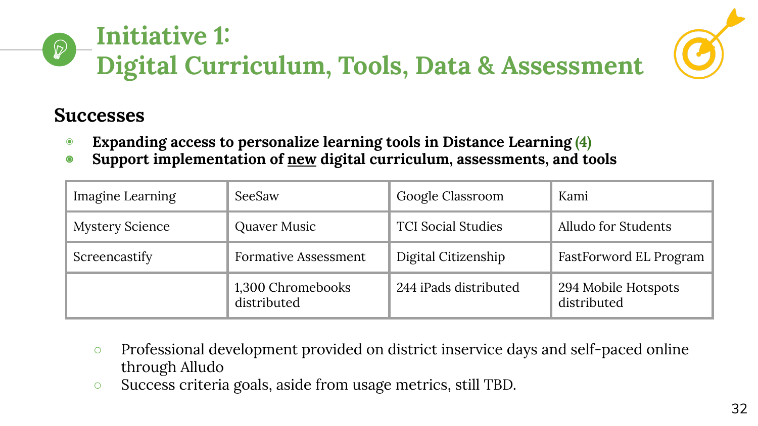# Initiative 1:
# Digital Curriculum, Tools, Data & Assessment

## Successes

- **Expanding access to personalize learning tools in Distance Learning (4)**
- **Support implementation of <u>new</u> digital curriculum, assessments, and tools**

| Imagine Learning | SeeSaw | Google Classroom | Kami |
|---|---|---|---|
| Mystery Science | Quaver Music | TCI Social Studies | Alludo for Students |
| Screencastify | Formative Assessment | Digital Citizenship | FastForward EL Program |
| | 1,300 Chromebooks distributed | 244 iPads distributed | 294 Mobile Hotspots distributed |

- Professional development provided on district inservice days and self-paced online through Alludo
- Success criteria goals, aside from usage metrics, still TBD.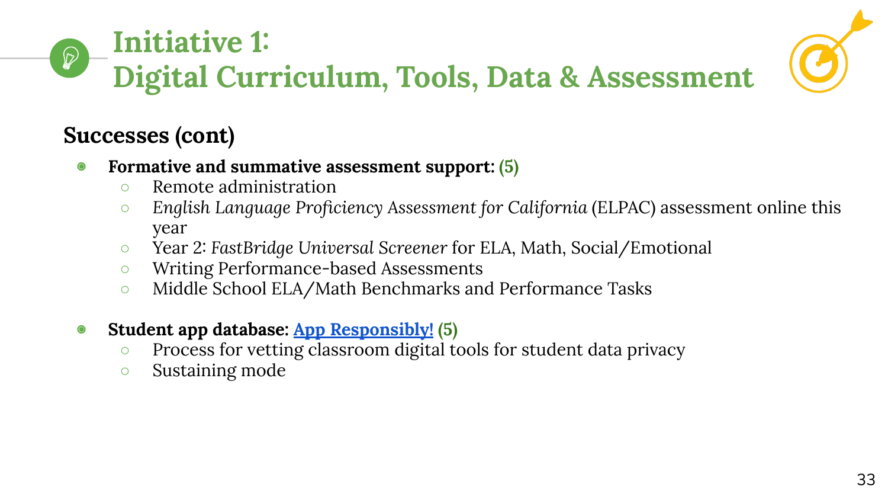# Initiative 1: Digital Curriculum, Tools, Data & Assessment

## Successes (cont)

- **Formative and summative assessment support:** **(5)**
  - Remote administration
  - *English Language Proficiency Assessment for California* (ELPAC) assessment online this year
  - Year 2: *FastBridge Universal Screener* for ELA, Math, Social/Emotional
  - Writing Performance-based Assessments
  - Middle School ELA/Math Benchmarks and Performance Tasks

- **Student app database:** **App Responsibly!** **(5)**
  - Process for vetting classroom digital tools for student data privacy
  - Sustaining mode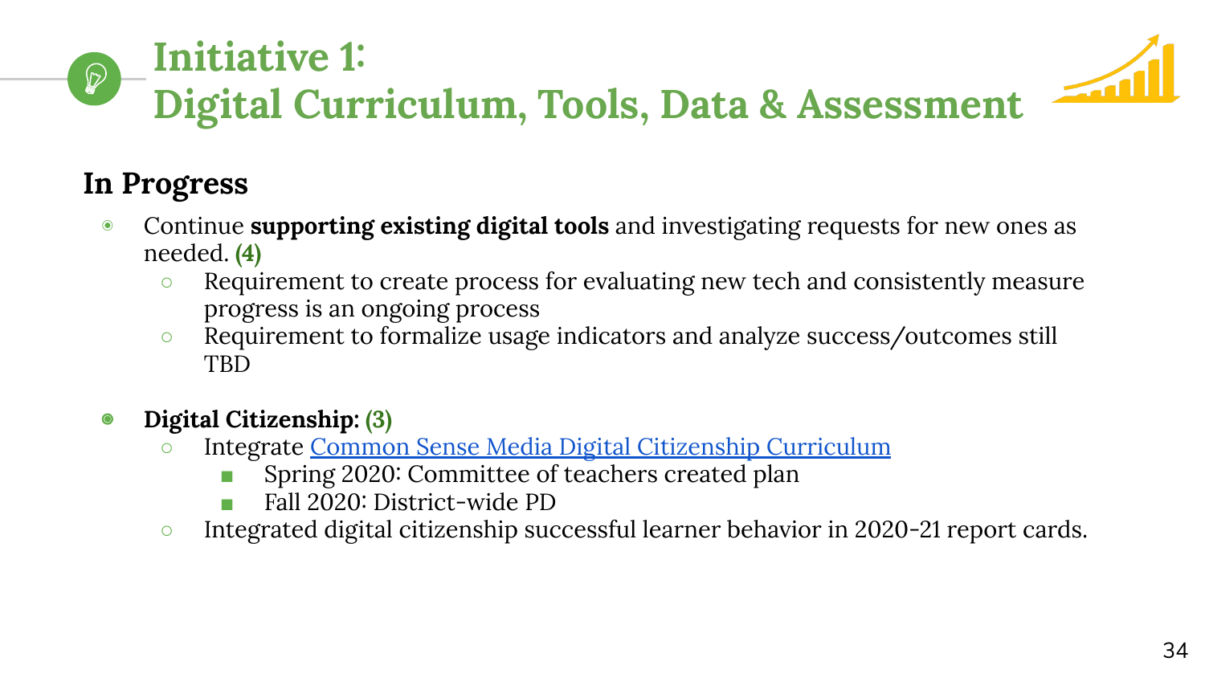# Initiative 1: Digital Curriculum, Tools, Data & Assessment

## In Progress

- Continue **supporting existing digital tools** and investigating requests for new ones as needed. **(4)**
  - Requirement to create process for evaluating new tech and consistently measure progress is an ongoing process
  - Requirement to formalize usage indicators and analyze success/outcomes still TBD

- **Digital Citizenship**: **(3)**
  - Integrate Common Sense Media Digital Citizenship Curriculum
    - Spring 2020: Committee of teachers created plan
    - Fall 2020: District-wide PD
  - Integrated digital citizenship successful learner behavior in 2020-21 report cards.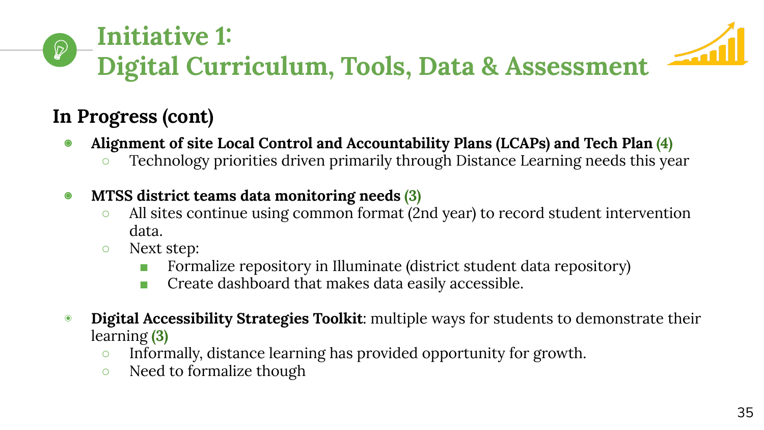# Initiative 1: Digital Curriculum, Tools, Data & Assessment

## In Progress (cont)

- **Alignment of site Local Control and Accountability Plans (LCAPs) and Tech Plan (4)**
  - Technology priorities driven primarily through Distance Learning needs this year
- **MTSS district teams data monitoring needs (3)**
  - All sites continue using common format (2nd year) to record student intervention data.
  - Next step:
    - Formalize repository in Illuminate (district student data repository)
    - Create dashboard that makes data easily accessible.
- **Digital Accessibility Strategies Toolkit**: multiple ways for students to demonstrate their learning **(3)**
  - Informally, distance learning has provided opportunity for growth.
  - Need to formalize though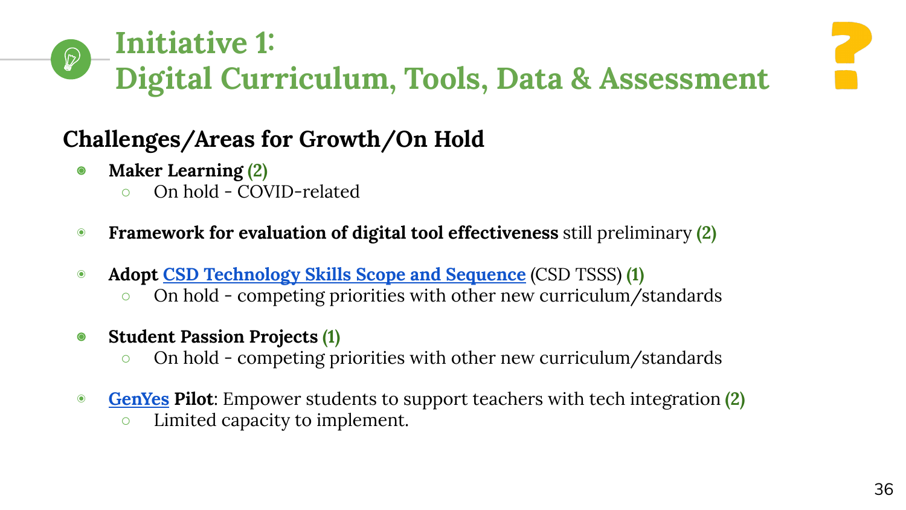# Initiative 1:
# Digital Curriculum, Tools, Data & Assessment

## Challenges/Areas for Growth/On Hold

- **Maker Learning (2)**
  - On hold - COVID-related
- **Framework for evaluation of digital tool effectiveness** still preliminary **(2)**
- **Adopt CSD Technology Skills Scope and Sequence** (CSD TSSS) **(1)**
  - On hold - competing priorities with other new curriculum/standards
- **Student Passion Projects (1)**
  - On hold - competing priorities with other new curriculum/standards
- **GenYes Pilot**: Empower students to support teachers with tech integration **(2)**
  - Limited capacity to implement.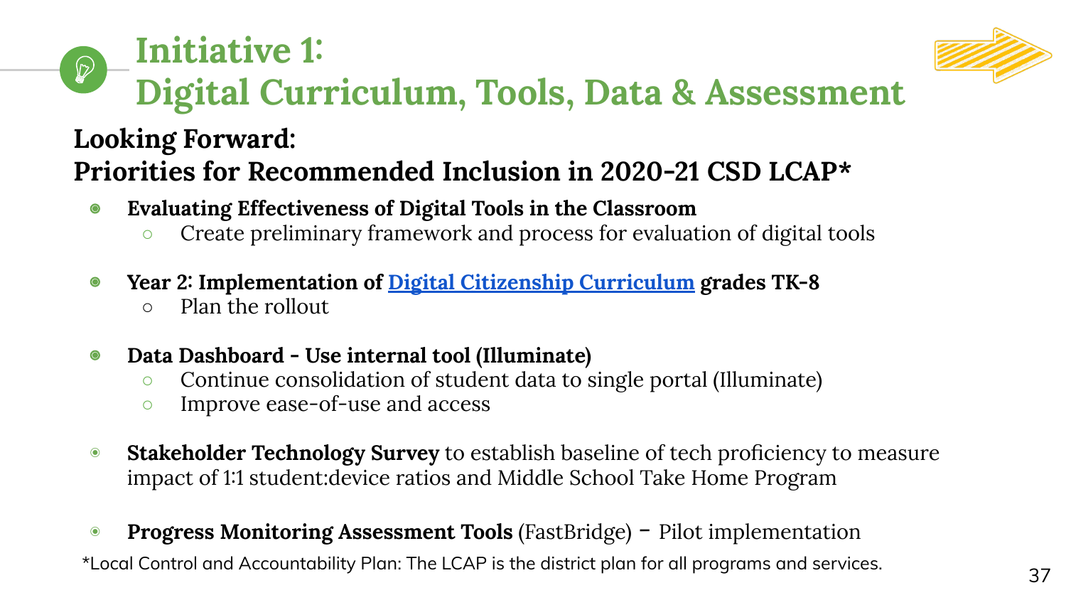# Initiative 1: Digital Curriculum, Tools, Data & Assessment

## Looking Forward: Priorities for Recommended Inclusion in 2020-21 CSD LCAP*

- **Evaluating Effectiveness of Digital Tools in the Classroom**
  - Create preliminary framework and process for evaluation of digital tools
- **Year 2: Implementation of Digital Citizenship Curriculum grades TK-8**
  - Plan the rollout
- **Data Dashboard - Use internal tool (Illuminate)**
  - Continue consolidation of student data to single portal (Illuminate)
  - Improve ease-of-use and access
- **Stakeholder Technology Survey** to establish baseline of tech proficiency to measure impact of 1:1 student:device ratios and Middle School Take Home Program
- **Progress Monitoring Assessment Tools** (FastBridge) – Pilot implementation

*Local Control and Accountability Plan: The LCAP is the district plan for all programs and services.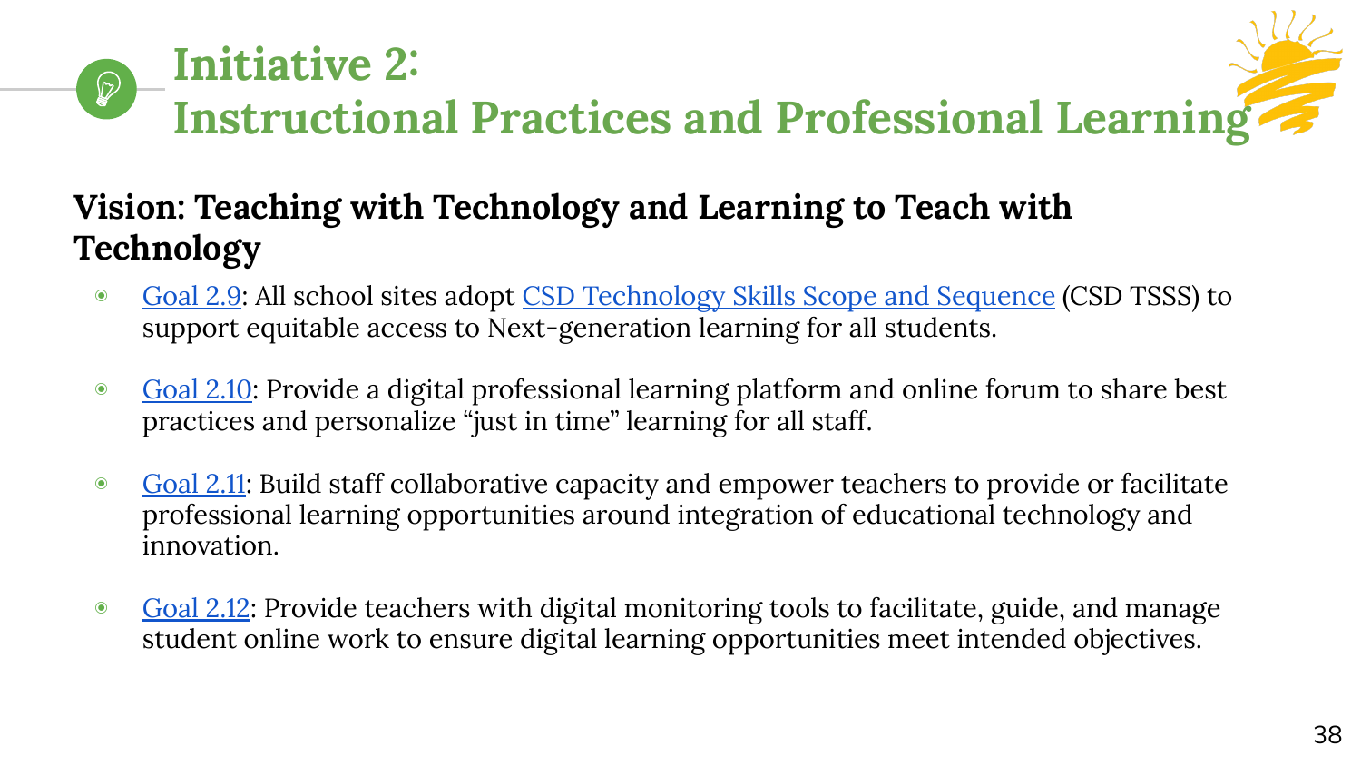# Initiative 2: Instructional Practices and Professional Learning

## Vision: Teaching with Technology and Learning to Teach with Technology

- Goal 2.9: All school sites adopt CSD Technology Skills Scope and Sequence (CSD TSSS) to support equitable access to Next-generation learning for all students.
- Goal 2.10: Provide a digital professional learning platform and online forum to share best practices and personalize "just in time" learning for all staff.
- Goal 2.11: Build staff collaborative capacity and empower teachers to provide or facilitate professional learning opportunities around integration of educational technology and innovation.
- Goal 2.12: Provide teachers with digital monitoring tools to facilitate, guide, and manage student online work to ensure digital learning opportunities meet intended objectives.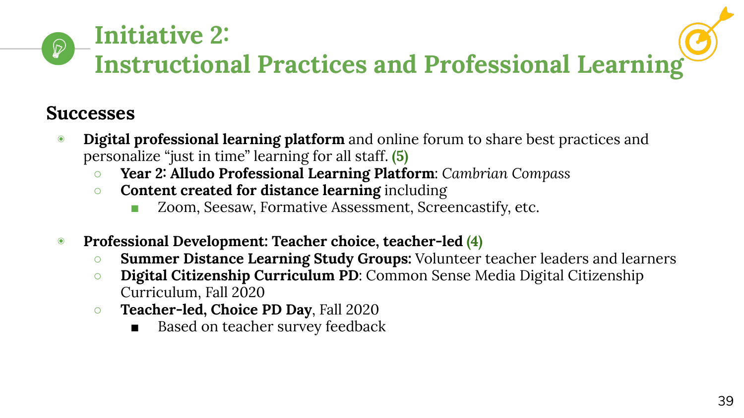# Initiative 2:
# Instructional Practices and Professional Learning

## Successes

- **Digital professional learning platform** and online forum to share best practices and personalize "just in time" learning for all staff. **(5)**
  - **Year 2: Alludo Professional Learning Platform**: *Cambrian Compass*
  - **Content created for distance learning** including
    - Zoom, Seesaw, Formative Assessment, Screencastify, etc.

- **Professional Development: Teacher choice, teacher-led (4)**
  - **Summer Distance Learning Study Groups:** Volunteer teacher leaders and learners
  - **Digital Citizenship Curriculum PD**: Common Sense Media Digital Citizenship Curriculum, Fall 2020
  - **Teacher-led, Choice PD Day**, Fall 2020
    - Based on teacher survey feedback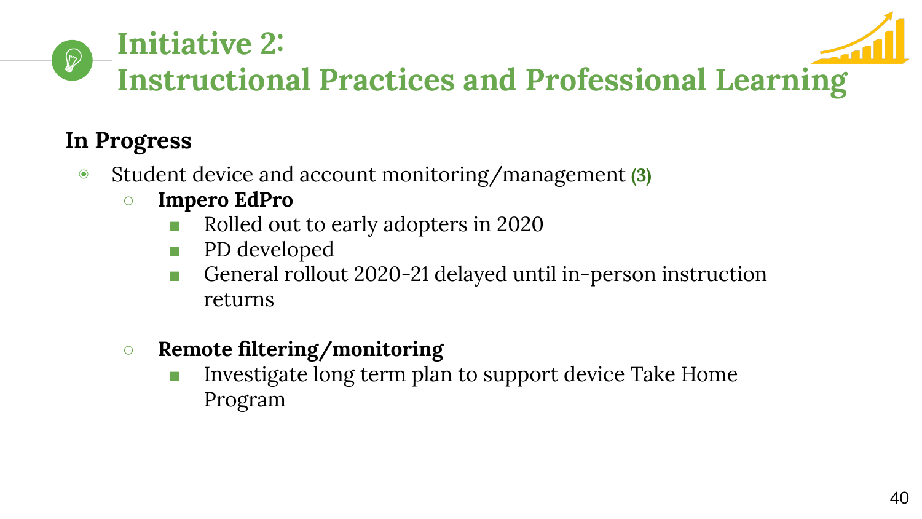# Initiative 2: Instructional Practices and Professional Learning

## In Progress

- Student device and account monitoring/management **(3)**
  - **Impero EdPro**
    - Rolled out to early adopters in 2020
    - PD developed
    - General rollout 2020-21 delayed until in-person instruction returns
  - **Remote filtering/monitoring**
    - Investigate long term plan to support device Take Home Program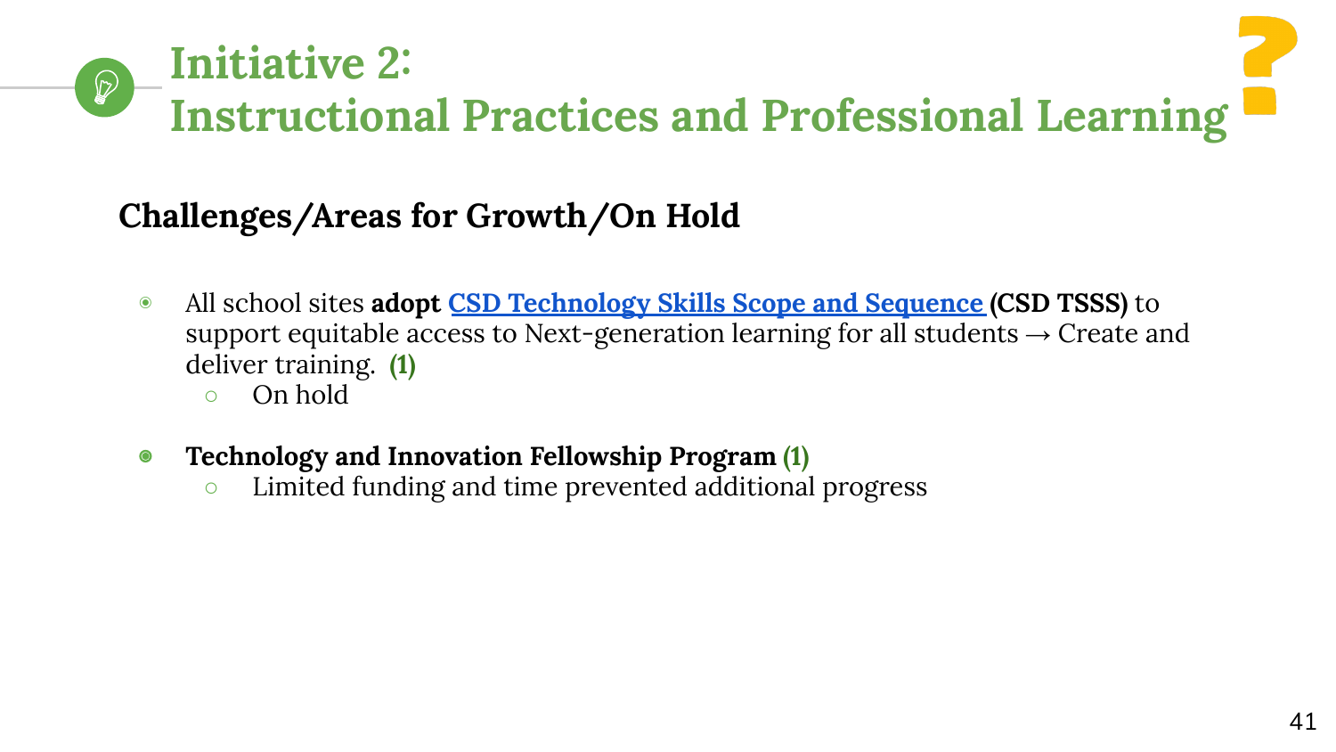# Initiative 2:
# Instructional Practices and Professional Learning

## Challenges/Areas for Growth/On Hold

- All school sites **adopt** **CSD Technology Skills Scope and Sequence** **(CSD TSSS)** to support equitable access to Next-generation learning for all students → Create and deliver training. **(1)**
  - On hold
- **Technology and Innovation Fellowship Program (1)**
  - Limited funding and time prevented additional progress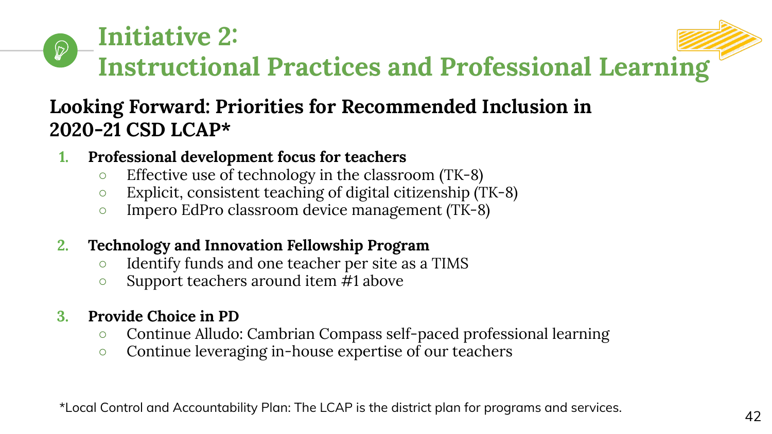# Initiative 2: Instructional Practices and Professional Learning

## Looking Forward: Priorities for Recommended Inclusion in 2020-21 CSD LCAP*

1. **Professional development focus for teachers**
   - Effective use of technology in the classroom (TK-8)
   - Explicit, consistent teaching of digital citizenship (TK-8)
   - Impero EdPro classroom device management (TK-8)

2. **Technology and Innovation Fellowship Program**
   - Identify funds and one teacher per site as a TIMS
   - Support teachers around item #1 above

3. **Provide Choice in PD**
   - Continue Alludo: Cambrian Compass self-paced professional learning
   - Continue leveraging in-house expertise of our teachers

*Local Control and Accountability Plan: The LCAP is the district plan for programs and services.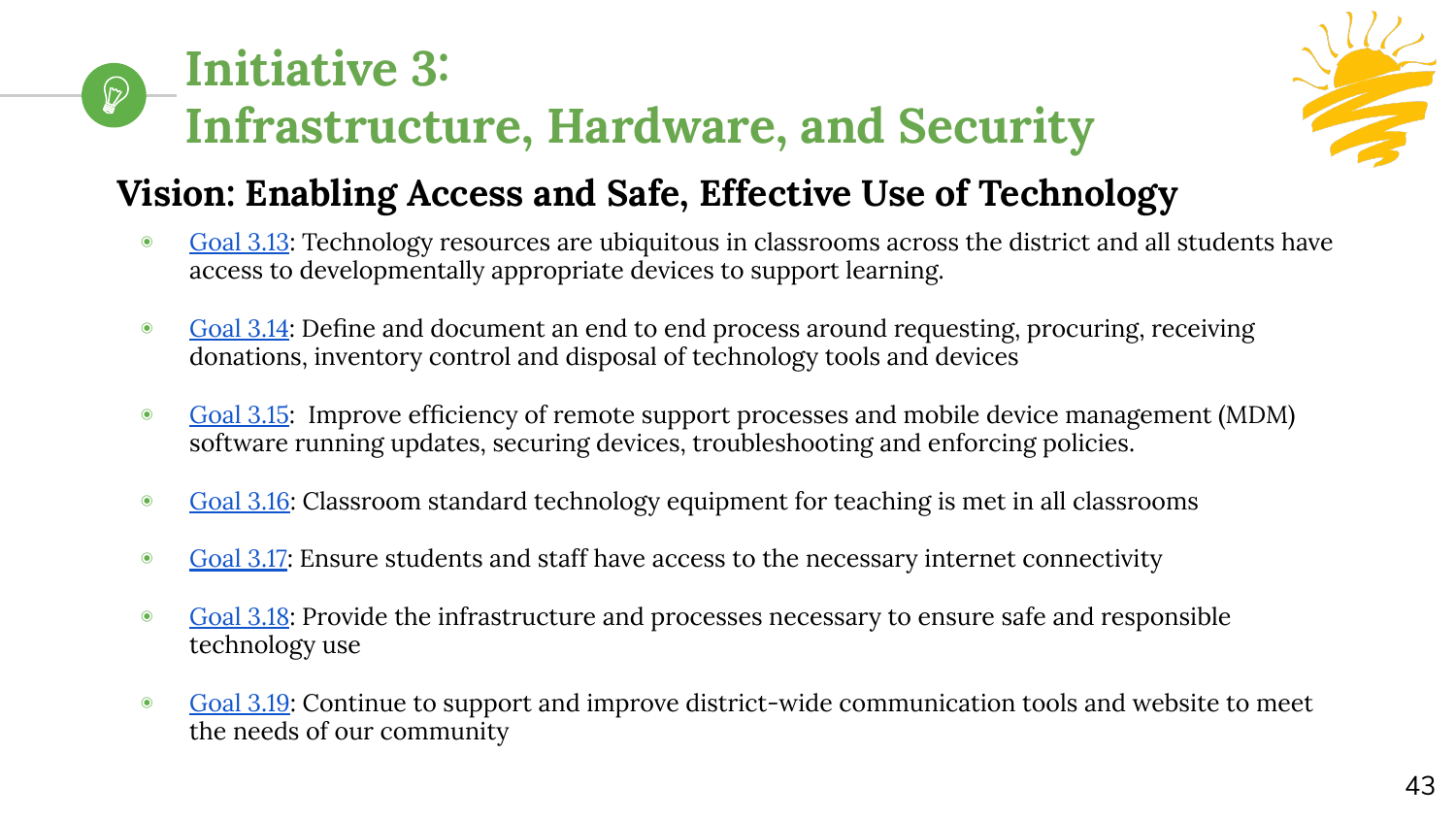# Initiative 3: Infrastructure, Hardware, and Security

## Vision: Enabling Access and Safe, Effective Use of Technology

- Goal 3.13: Technology resources are ubiquitous in classrooms across the district and all students have access to developmentally appropriate devices to support learning.
- Goal 3.14: Define and document an end to end process around requesting, procuring, receiving donations, inventory control and disposal of technology tools and devices
- Goal 3.15: Improve efficiency of remote support processes and mobile device management (MDM) software running updates, securing devices, troubleshooting and enforcing policies.
- Goal 3.16: Classroom standard technology equipment for teaching is met in all classrooms
- Goal 3.17: Ensure students and staff have access to the necessary internet connectivity
- Goal 3.18: Provide the infrastructure and processes necessary to ensure safe and responsible technology use
- Goal 3.19: Continue to support and improve district-wide communication tools and website to meet the needs of our community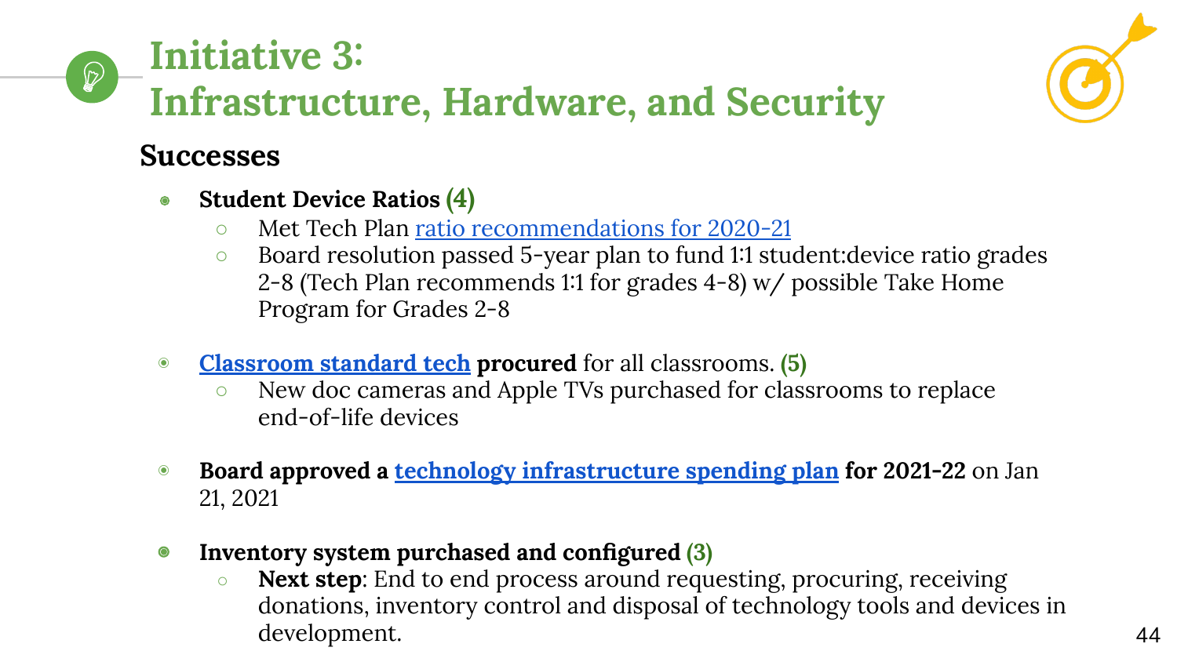# Initiative 3: Infrastructure, Hardware, and Security

## Successes

- **Student Device Ratios (4)**
  - Met Tech Plan ratio recommendations for 2020-21
  - Board resolution passed 5-year plan to fund 1:1 student:device ratio grades 2-8 (Tech Plan recommends 1:1 for grades 4-8) w/ possible Take Home Program for Grades 2-8

- **Classroom standard tech procured** for all classrooms. **(5)**
  - New doc cameras and Apple TVs purchased for classrooms to replace end-of-life devices

- **Board approved a technology infrastructure spending plan for 2021-22** on Jan 21, 2021

- **Inventory system purchased and configured (3)**
  - **Next step**: End to end process around requesting, procuring, receiving donations, inventory control and disposal of technology tools and devices in development.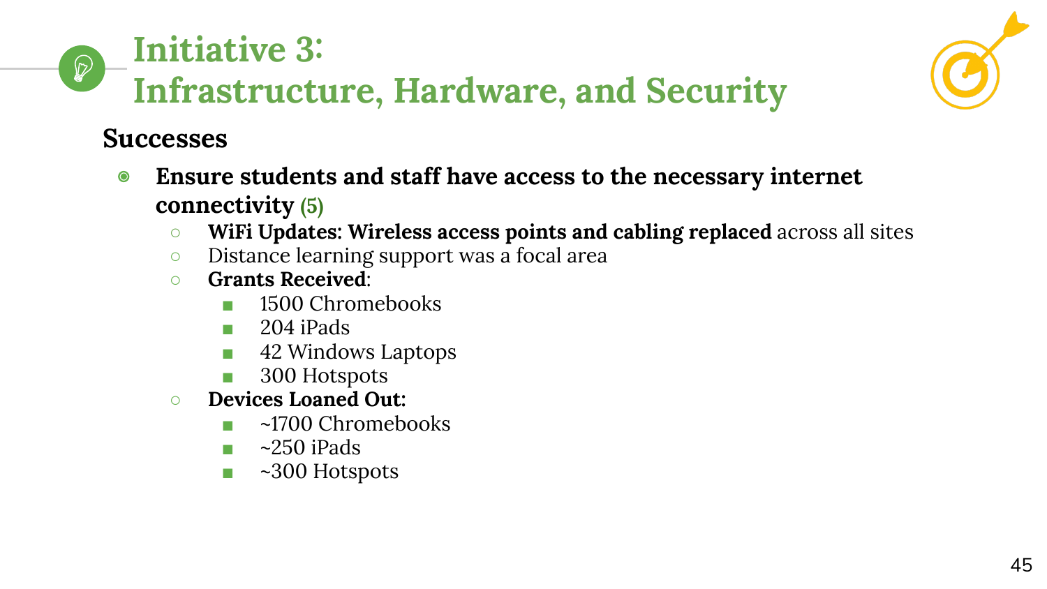# Initiative 3: Infrastructure, Hardware, and Security

## Successes

- **Ensure students and staff have access to the necessary internet connectivity** (5)
  - **WiFi Updates: Wireless access points and cabling replaced** across all sites
  - Distance learning support was a focal area
  - **Grants Received**:
    - 1500 Chromebooks
    - 204 iPads
    - 42 Windows Laptops
    - 300 Hotspots
  - **Devices Loaned Out:**
    - ~1700 Chromebooks
    - ~250 iPads
    - ~300 Hotspots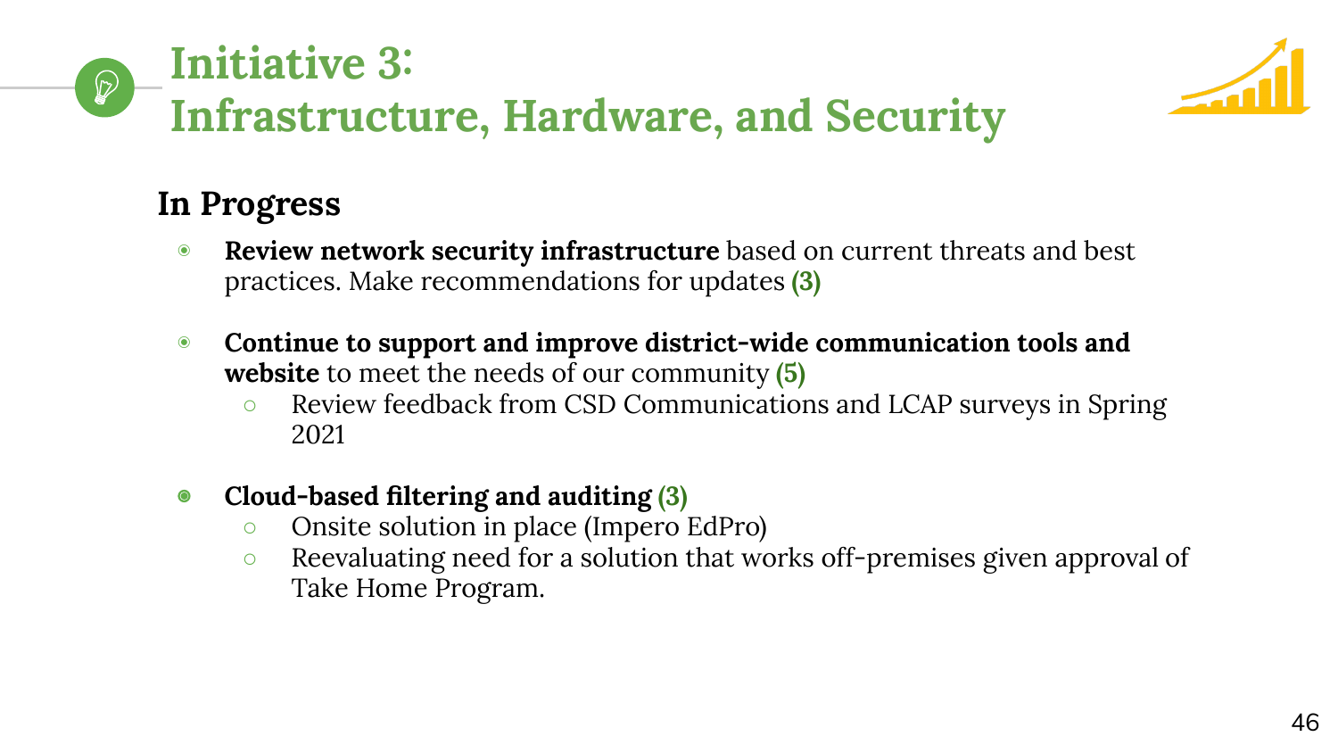# Initiative 3: Infrastructure, Hardware, and Security

## In Progress

- **Review network security infrastructure** based on current threats and best practices. Make recommendations for updates **(3)**
- **Continue to support and improve district-wide communication tools and website** to meet the needs of our community **(5)**
  - Review feedback from CSD Communications and LCAP surveys in Spring 2021
- **Cloud-based filtering and auditing (3)**
  - Onsite solution in place (Impero EdPro)
  - Reevaluating need for a solution that works off-premises given approval of Take Home Program.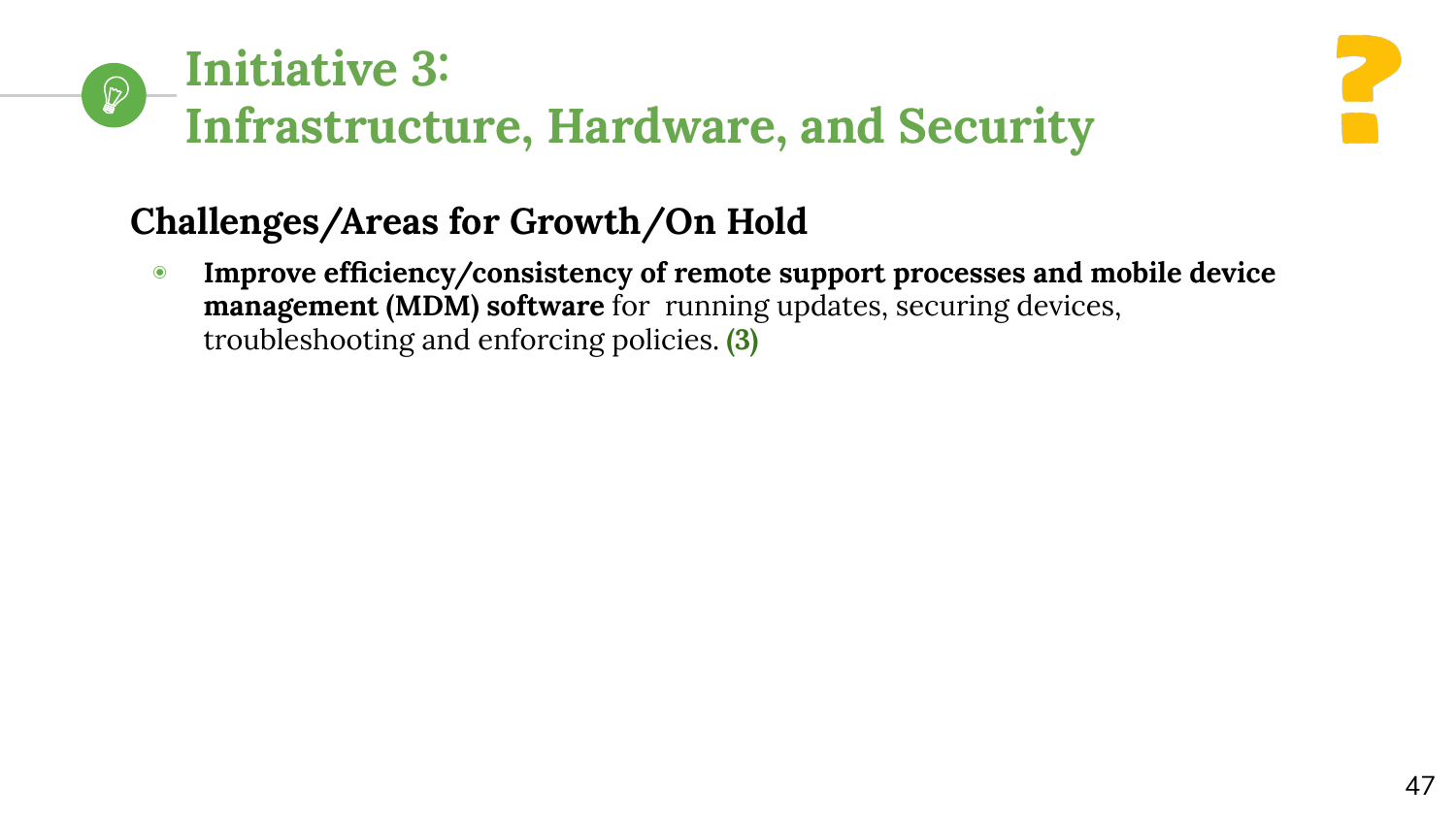# Initiative 3: Infrastructure, Hardware, and Security

## Challenges/Areas for Growth/On Hold

- **Improve efficiency/consistency of remote support processes and mobile device management (MDM) software** for running updates, securing devices, troubleshooting and enforcing policies. **(3)**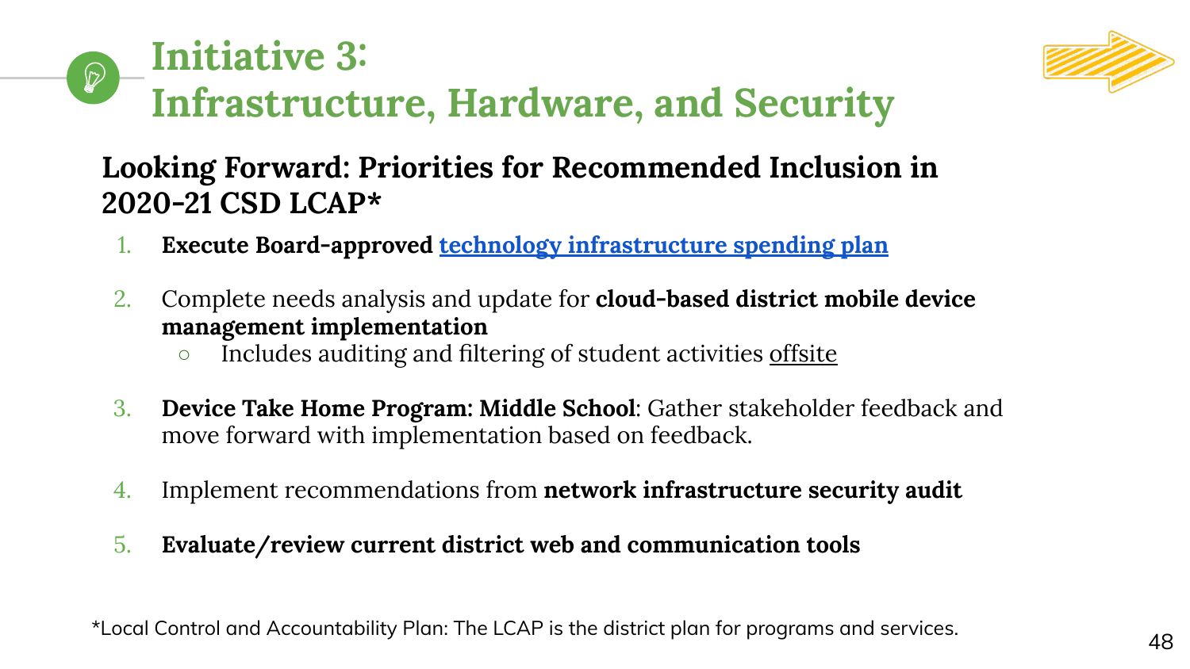# Initiative 3: Infrastructure, Hardware, and Security

## Looking Forward: Priorities for Recommended Inclusion in 2020-21 CSD LCAP*

1. **Execute Board-approved** technology infrastructure spending plan

2. Complete needs analysis and update for **cloud-based district mobile device management implementation**
   - Includes auditing and filtering of student activities offsite

3. **Device Take Home Program: Middle School**: Gather stakeholder feedback and move forward with implementation based on feedback.

4. Implement recommendations from **network infrastructure security audit**

5. **Evaluate/review current district web and communication tools**

*Local Control and Accountability Plan: The LCAP is the district plan for programs and services.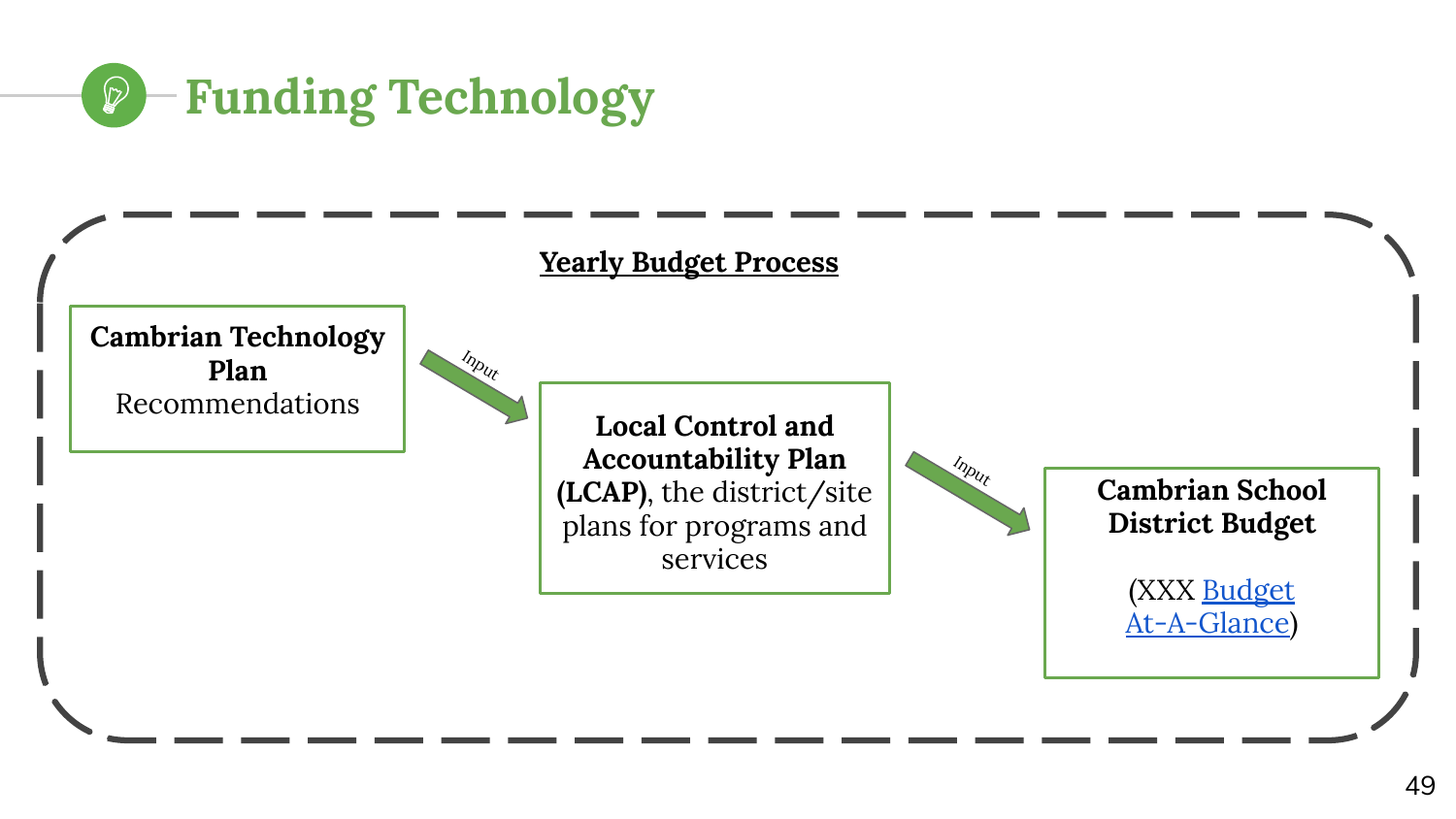# Funding Technology

**Yearly Budget Process**

**Cambrian Technology Plan**
Recommendations

Input →

**Local Control and Accountability Plan (LCAP)**, the district/site plans for programs and services

Input →

**Cambrian School District Budget**

(XXX Budget At-A-Glance)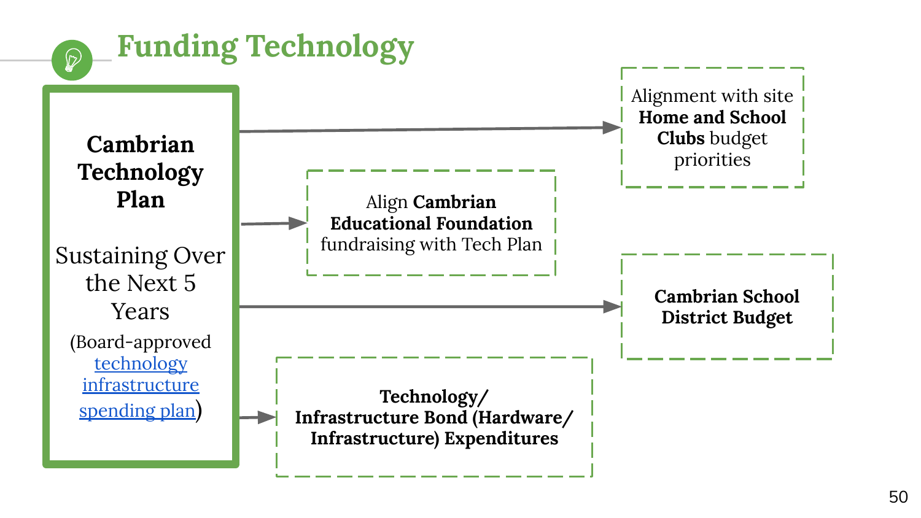# Funding Technology

**Cambrian Technology Plan**

Sustaining Over the Next 5 Years

(Board-approved [technology infrastructure spending plan])

- Alignment with site **Home and School Clubs** budget priorities
- Align **Cambrian Educational Foundation** fundraising with Tech Plan
- **Cambrian School District Budget**
- **Technology/ Infrastructure Bond (Hardware/ Infrastructure) Expenditures**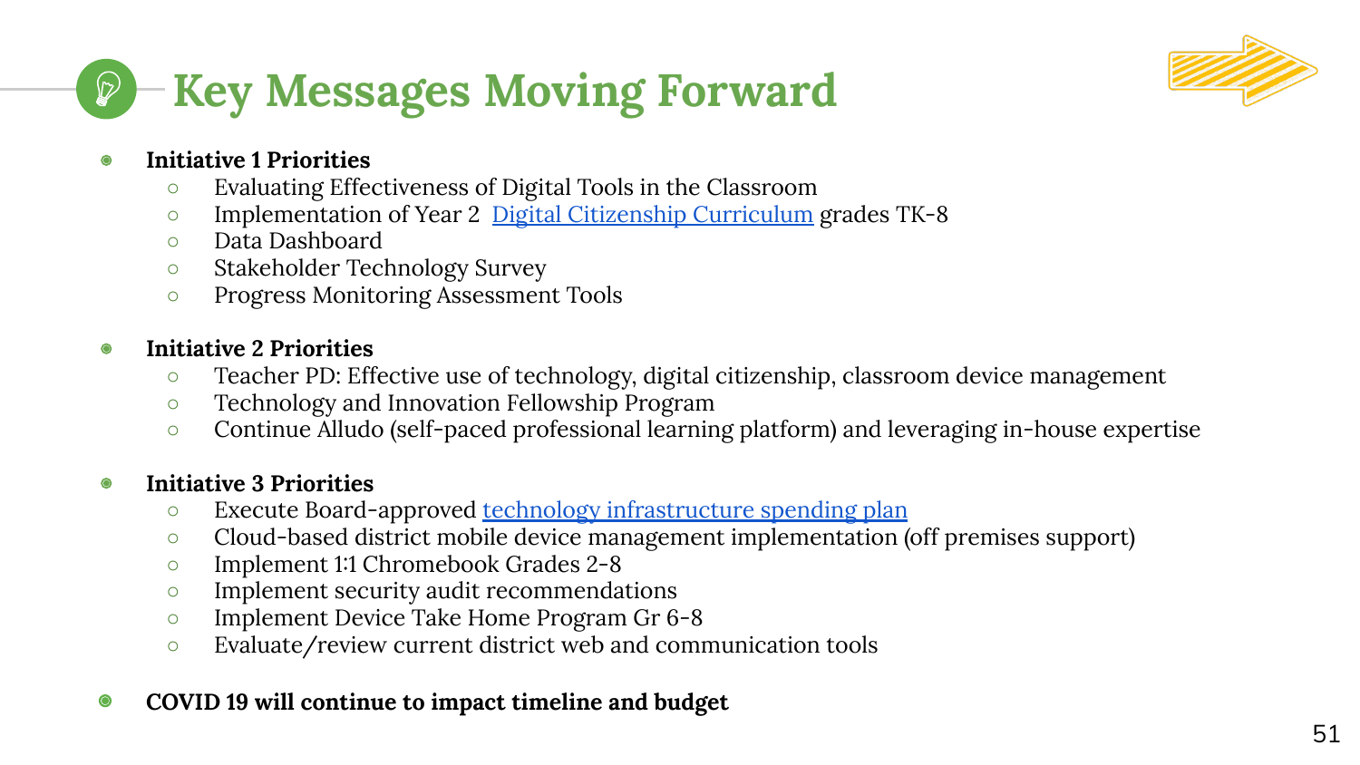# Key Messages Moving Forward

- **Initiative 1 Priorities**
  - Evaluating Effectiveness of Digital Tools in the Classroom
  - Implementation of Year 2 Digital Citizenship Curriculum grades TK-8
  - Data Dashboard
  - Stakeholder Technology Survey
  - Progress Monitoring Assessment Tools

- **Initiative 2 Priorities**
  - Teacher PD: Effective use of technology, digital citizenship, classroom device management
  - Technology and Innovation Fellowship Program
  - Continue Alludo (self-paced professional learning platform) and leveraging in-house expertise

- **Initiative 3 Priorities**
  - Execute Board-approved technology infrastructure spending plan
  - Cloud-based district mobile device management implementation (off premises support)
  - Implement 1:1 Chromebook Grades 2-8
  - Implement security audit recommendations
  - Implement Device Take Home Program Gr 6-8
  - Evaluate/review current district web and communication tools

- **COVID 19 will continue to impact timeline and budget**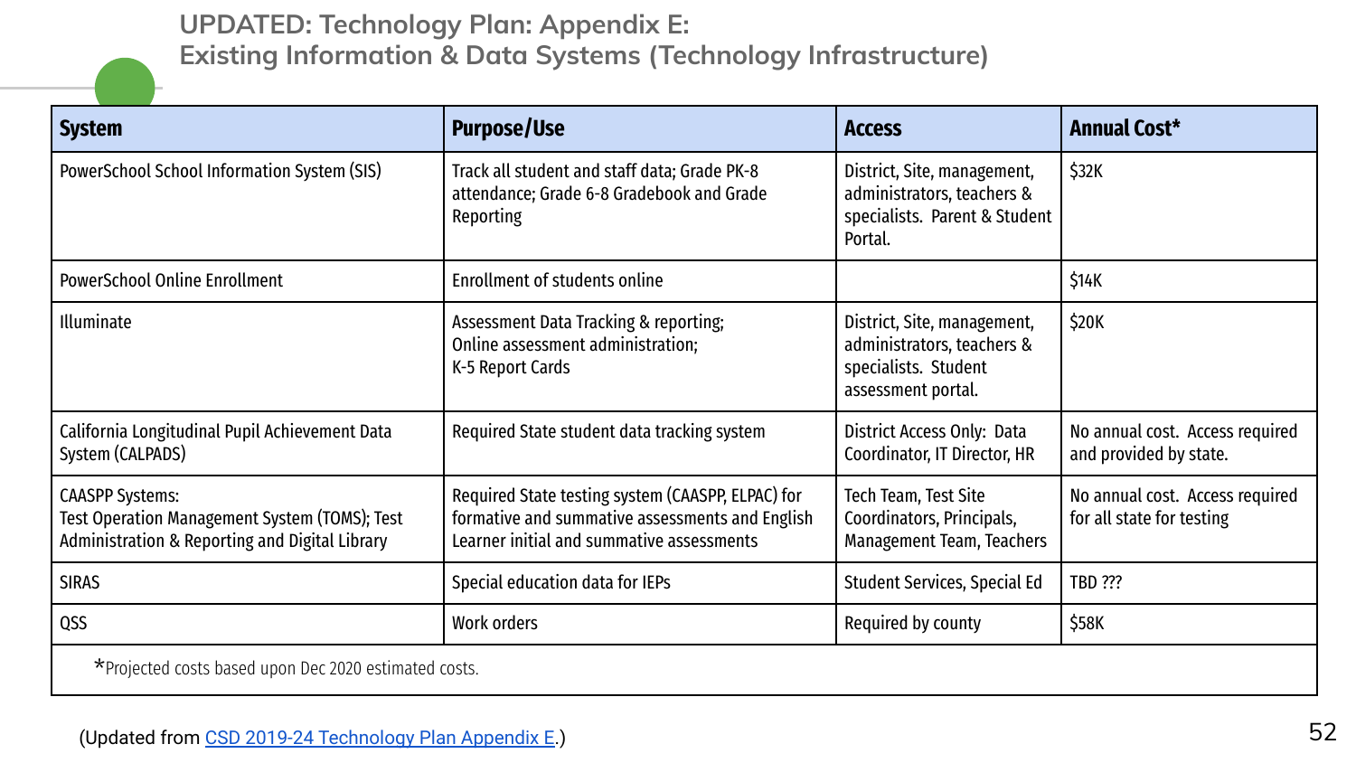# UPDATED: Technology Plan: Appendix E: Existing Information & Data Systems (Technology Infrastructure)

| System | Purpose/Use | Access | Annual Cost* |
|---|---|---|---|
| PowerSchool School Information System (SIS) | Track all student and staff data; Grade PK-8 attendance; Grade 6-8 Gradebook and Grade Reporting | District, Site, management, administrators, teachers & specialists. Parent & Student Portal. | $32K |
| PowerSchool Online Enrollment | Enrollment of students online | | $14K |
| Illuminate | Assessment Data Tracking & reporting; Online assessment administration; K-5 Report Cards | District, Site, management, administrators, teachers & specialists. Student assessment portal. | $20K |
| California Longitudinal Pupil Achievement Data System (CALPADS) | Required State student data tracking system | District Access Only: Data Coordinator, IT Director, HR | No annual cost. Access required and provided by state. |
| CAASPP Systems: Test Operation Management System (TOMS); Test Administration & Reporting and Digital Library | Required State testing system (CAASPP, ELPAC) for formative and summative assessments and English Learner initial and summative assessments | Tech Team, Test Site Coordinators, Principals, Management Team, Teachers | No annual cost. Access required for all state for testing |
| SIRAS | Special education data for IEPs | Student Services, Special Ed | TBD ??? |
| QSS | Work orders | Required by county | $58K |

*Projected costs based upon Dec 2020 estimated costs.

(Updated from CSD 2019-24 Technology Plan Appendix E.)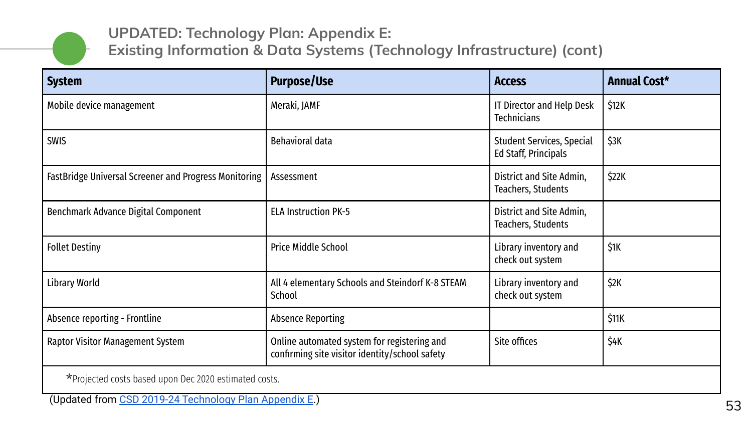## UPDATED: Technology Plan: Appendix E: Existing Information & Data Systems (Technology Infrastructure) (cont)

| System | Purpose/Use | Access | Annual Cost* |
|---|---|---|---|
| Mobile device management | Meraki, JAMF | IT Director and Help Desk Technicians | $12K |
| SWIS | Behavioral data | Student Services, Special Ed Staff, Principals | $3K |
| FastBridge Universal Screener and Progress Monitoring | Assessment | District and Site Admin, Teachers, Students | $22K |
| Benchmark Advance Digital Component | ELA Instruction PK-5 | District and Site Admin, Teachers, Students | |
| Follet Destiny | Price Middle School | Library inventory and check out system | $1K |
| Library World | All 4 elementary Schools and Steindorf K-8 STEAM School | Library inventory and check out system | $2K |
| Absence reporting - Frontline | Absence Reporting | | $11K |
| Raptor Visitor Management System | Online automated system for registering and confirming site visitor identity/school safety | Site offices | $4K |

*Projected costs based upon Dec 2020 estimated costs.

(Updated from CSD 2019-24 Technology Plan Appendix E.)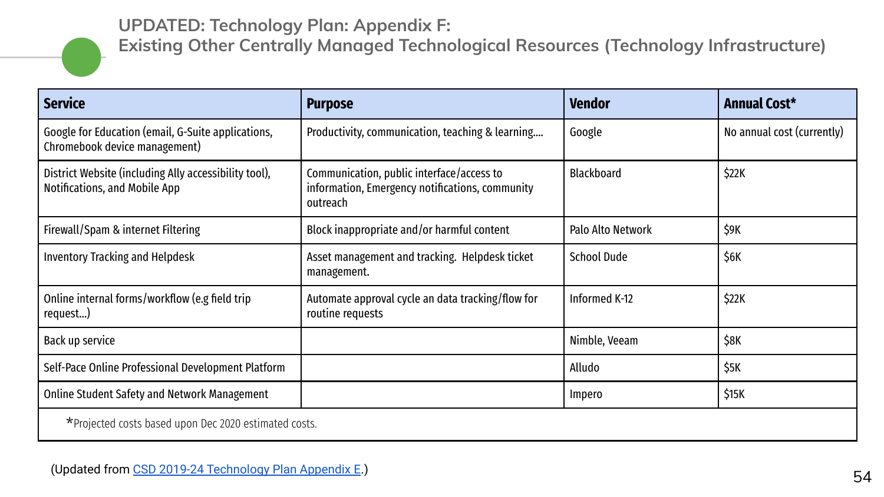# UPDATED: Technology Plan: Appendix F:
## Existing Other Centrally Managed Technological Resources (Technology Infrastructure)

| Service | Purpose | Vendor | Annual Cost* |
|---|---|---|---|
| Google for Education (email, G-Suite applications, Chromebook device management) | Productivity, communication, teaching & learning.... | Google | No annual cost (currently) |
| District Website (including Ally accessibility tool), Notifications, and Mobile App | Communication, public interface/access to information, Emergency notifications, community outreach | Blackboard | $22K |
| Firewall/Spam & internet Filtering | Block inappropriate and/or harmful content | Palo Alto Network | $9K |
| Inventory Tracking and Helpdesk | Asset management and tracking. Helpdesk ticket management. | School Dude | $6K |
| Online internal forms/workflow (e.g field trip request...) | Automate approval cycle an data tracking/flow for routine requests | Informed K-12 | $22K |
| Back up service | | Nimble, Veeam | $8K |
| Self-Pace Online Professional Development Platform | | Alludo | $5K |
| Online Student Safety and Network Management | | Impero | $15K |
| *Projected costs based upon Dec 2020 estimated costs. | | | |

(Updated from CSD 2019-24 Technology Plan Appendix E.)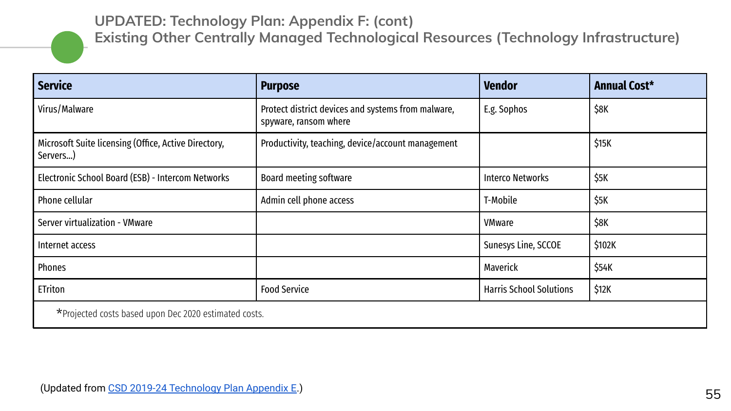## UPDATED: Technology Plan: Appendix F: (cont)
## Existing Other Centrally Managed Technological Resources (Technology Infrastructure)

| Service | Purpose | Vendor | Annual Cost* |
|---|---|---|---|
| Virus/Malware | Protect district devices and systems from malware, spyware, ransom where | E.g. Sophos | $8K |
| Microsoft Suite licensing (Office, Active Directory, Servers...) | Productivity, teaching, device/account management | | $15K |
| Electronic School Board (ESB) - Intercom Networks | Board meeting software | Interco Networks | $5K |
| Phone cellular | Admin cell phone access | T-Mobile | $5K |
| Server virtualization - VMware | | VMware | $8K |
| Internet access | | Sunesys Line, SCCOE | $102K |
| Phones | | Maverick | $54K |
| ETriton | Food Service | Harris School Solutions | $12K |

*Projected costs based upon Dec 2020 estimated costs.

(Updated from CSD 2019-24 Technology Plan Appendix E.)